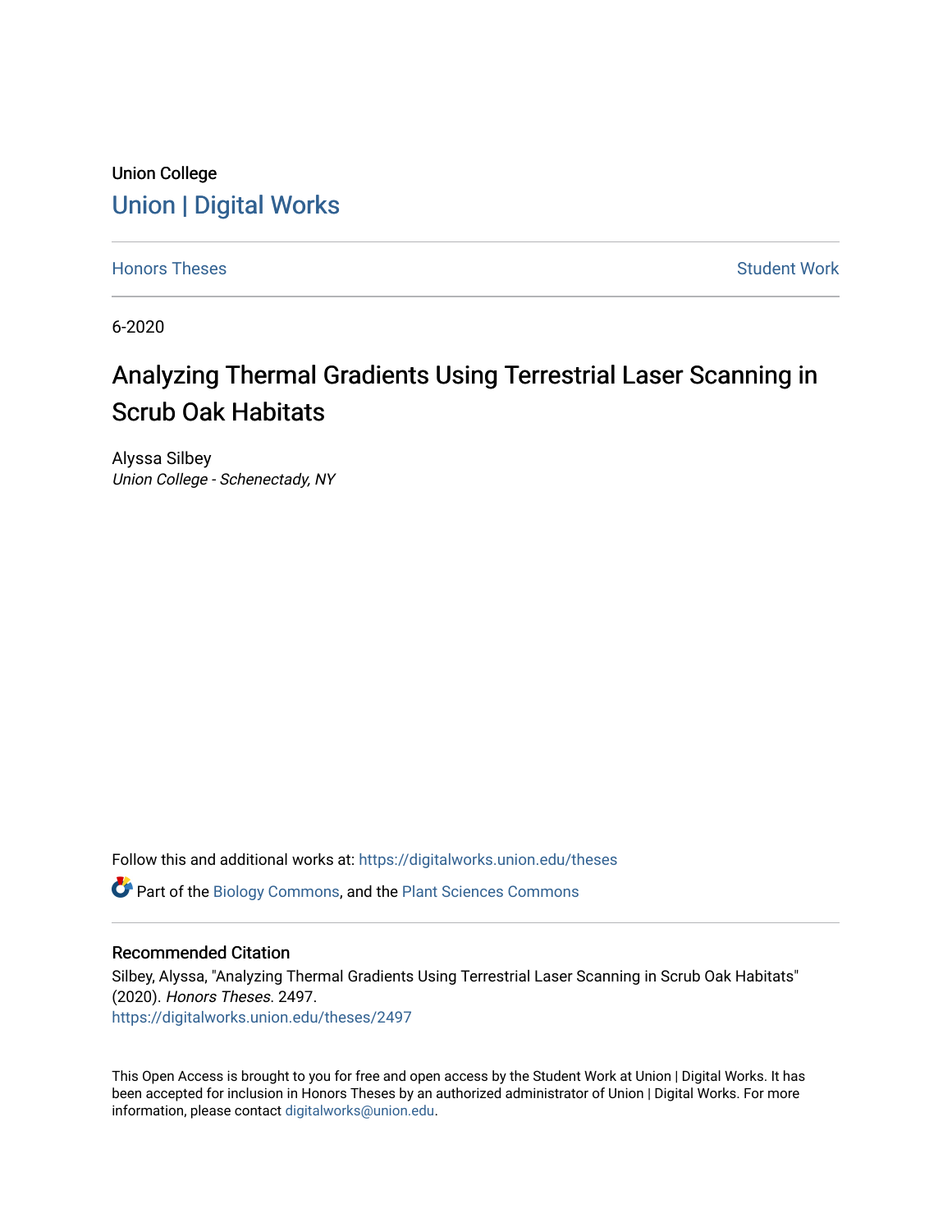Union College

# Union | Digital Works

Honors Theses

Student Work

6-2020

# Analyzing Thermal Gradients Using Terrestrial Laser Scanning in Scrub Oak Habitats

Alyssa Silbey

*Union College - Schenectady, NY*

Follow this and additional works at: https://digitalworks.union.edu/theses

Part of the Biology Commons, and the Plant Sciences Commons

## Recommended Citation

Silbey, Alyssa, "Analyzing Thermal Gradients Using Terrestrial Laser Scanning in Scrub Oak Habitats" (2020). *Honors Theses*. 2497.

https://digitalworks.union.edu/theses/2497

This Open Access is brought to you for free and open access by the Student Work at Union | Digital Works. It has been accepted for inclusion in Honors Theses by an authorized administrator of Union | Digital Works. For more information, please contact digitalworks@union.edu.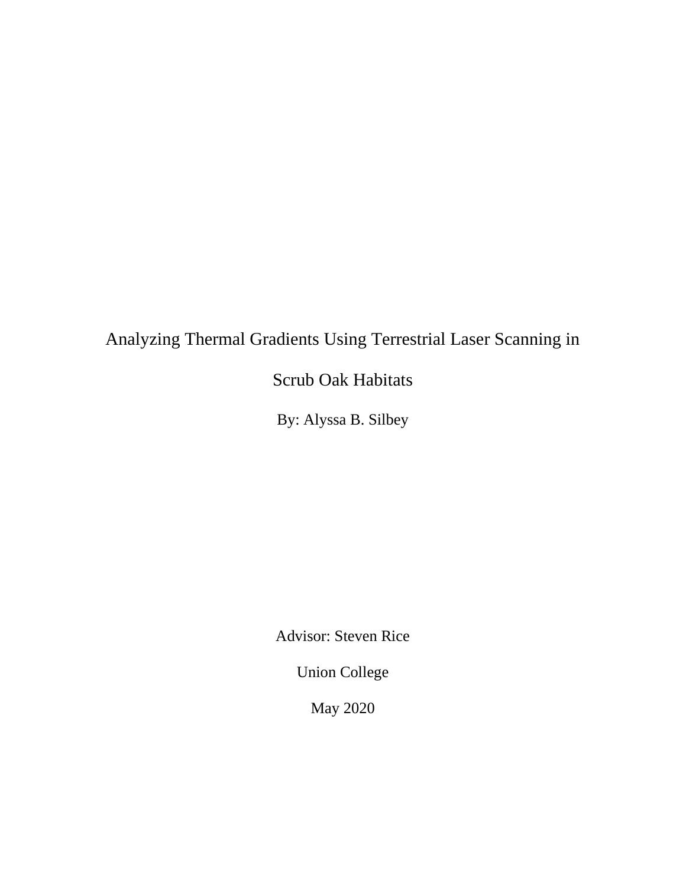# Analyzing Thermal Gradients Using Terrestrial Laser Scanning in Scrub Oak Habitats

By: Alyssa B. Silbey

Advisor: Steven Rice

Union College

May 2020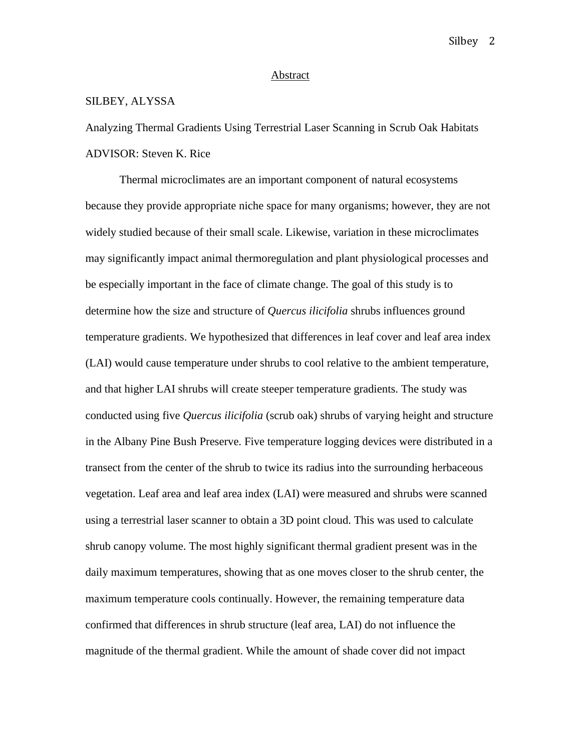## Abstract

SILBEY, ALYSSA

Analyzing Thermal Gradients Using Terrestrial Laser Scanning in Scrub Oak Habitats

ADVISOR: Steven K. Rice

Thermal microclimates are an important component of natural ecosystems because they provide appropriate niche space for many organisms; however, they are not widely studied because of their small scale. Likewise, variation in these microclimates may significantly impact animal thermoregulation and plant physiological processes and be especially important in the face of climate change. The goal of this study is to determine how the size and structure of *Quercus ilicifolia* shrubs influences ground temperature gradients. We hypothesized that differences in leaf cover and leaf area index (LAI) would cause temperature under shrubs to cool relative to the ambient temperature, and that higher LAI shrubs will create steeper temperature gradients. The study was conducted using five *Quercus ilicifolia* (scrub oak) shrubs of varying height and structure in the Albany Pine Bush Preserve. Five temperature logging devices were distributed in a transect from the center of the shrub to twice its radius into the surrounding herbaceous vegetation. Leaf area and leaf area index (LAI) were measured and shrubs were scanned using a terrestrial laser scanner to obtain a 3D point cloud. This was used to calculate shrub canopy volume. The most highly significant thermal gradient present was in the daily maximum temperatures, showing that as one moves closer to the shrub center, the maximum temperature cools continually. However, the remaining temperature data confirmed that differences in shrub structure (leaf area, LAI) do not influence the magnitude of the thermal gradient. While the amount of shade cover did not impact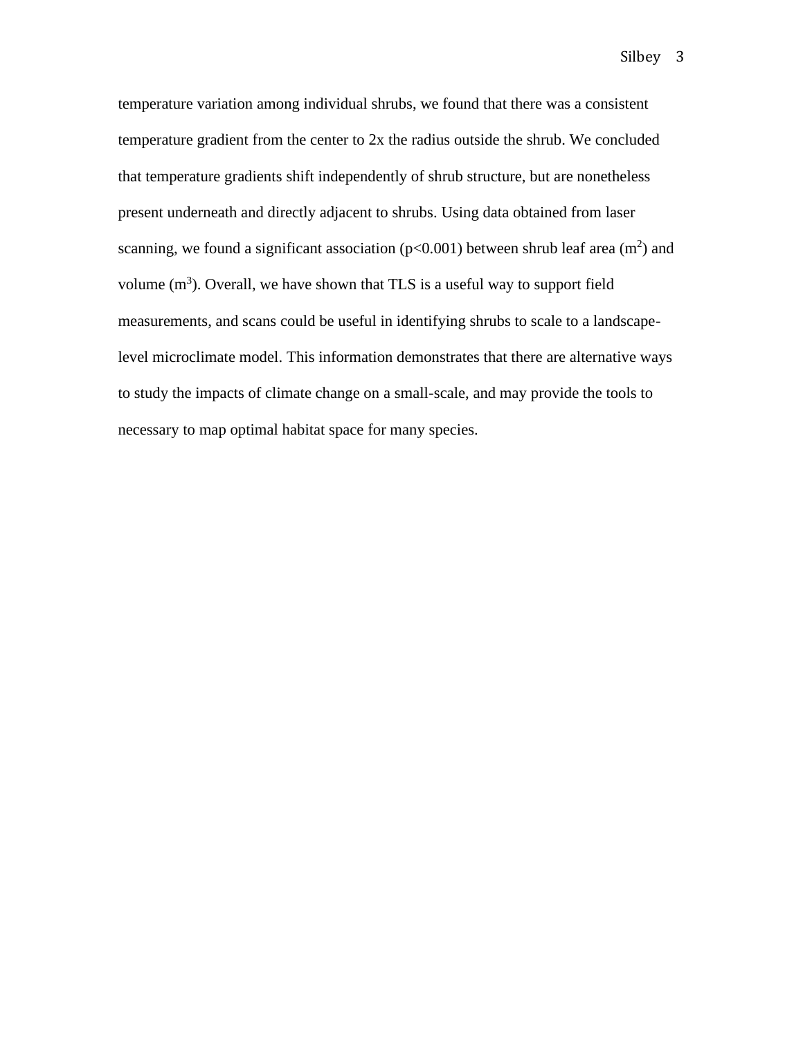temperature variation among individual shrubs, we found that there was a consistent temperature gradient from the center to 2x the radius outside the shrub. We concluded that temperature gradients shift independently of shrub structure, but are nonetheless present underneath and directly adjacent to shrubs. Using data obtained from laser scanning, we found a significant association ($p<0.001$) between shrub leaf area ($m^2$) and volume ($m^3$). Overall, we have shown that TLS is a useful way to support field measurements, and scans could be useful in identifying shrubs to scale to a landscape-level microclimate model. This information demonstrates that there are alternative ways to study the impacts of climate change on a small-scale, and may provide the tools to necessary to map optimal habitat space for many species.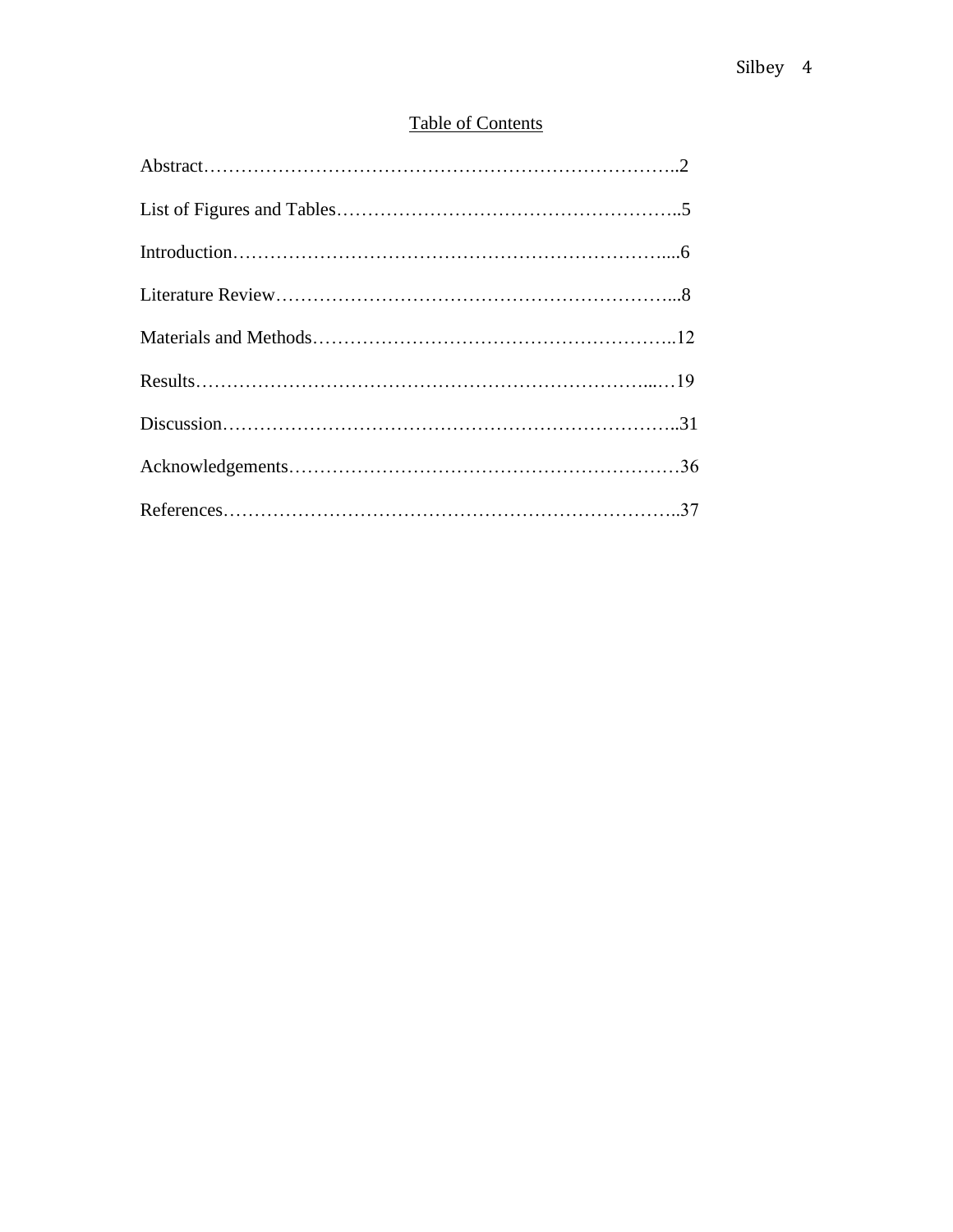## Table of Contents

Abstract……………………………………………………………………..2

List of Figures and Tables………………………………………………..5

Introduction……………………………………………………………....6

Literature Review………………………………………………………...8

Materials and Methods…………………………………………………..12

Results…………………………………………………………………...…19

Discussion………………………………………………………………..31

Acknowledgements………………………………………………………36

References………………………………………………………………..37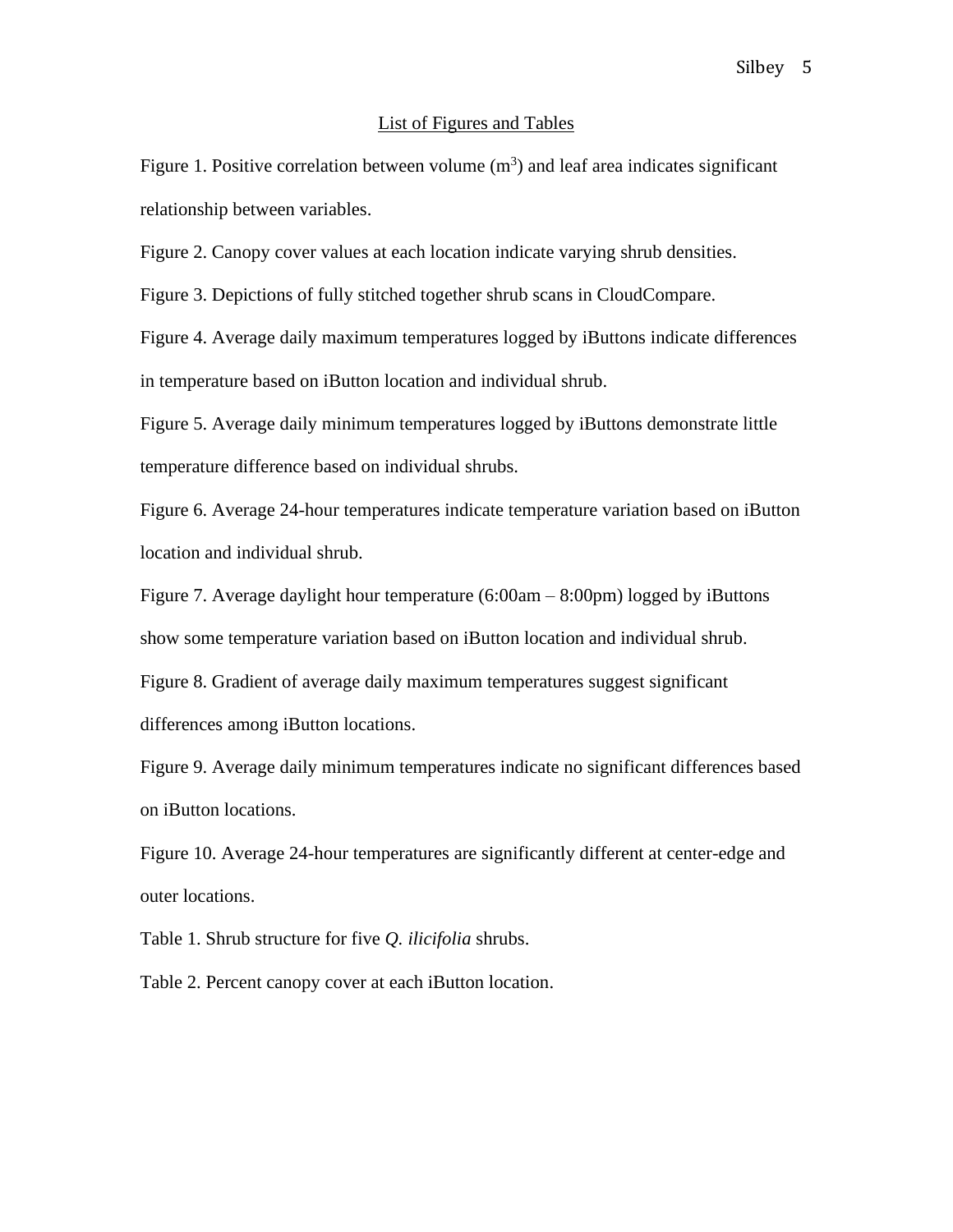## List of Figures and Tables

Figure 1. Positive correlation between volume ($m^3$) and leaf area indicates significant relationship between variables.

Figure 2. Canopy cover values at each location indicate varying shrub densities.

Figure 3. Depictions of fully stitched together shrub scans in CloudCompare.

Figure 4. Average daily maximum temperatures logged by iButtons indicate differences in temperature based on iButton location and individual shrub.

Figure 5. Average daily minimum temperatures logged by iButtons demonstrate little temperature difference based on individual shrubs.

Figure 6. Average 24-hour temperatures indicate temperature variation based on iButton location and individual shrub.

Figure 7. Average daylight hour temperature (6:00am – 8:00pm) logged by iButtons show some temperature variation based on iButton location and individual shrub.

Figure 8. Gradient of average daily maximum temperatures suggest significant differences among iButton locations.

Figure 9. Average daily minimum temperatures indicate no significant differences based on iButton locations.

Figure 10. Average 24-hour temperatures are significantly different at center-edge and outer locations.

Table 1. Shrub structure for five *Q. ilicifolia* shrubs.

Table 2. Percent canopy cover at each iButton location.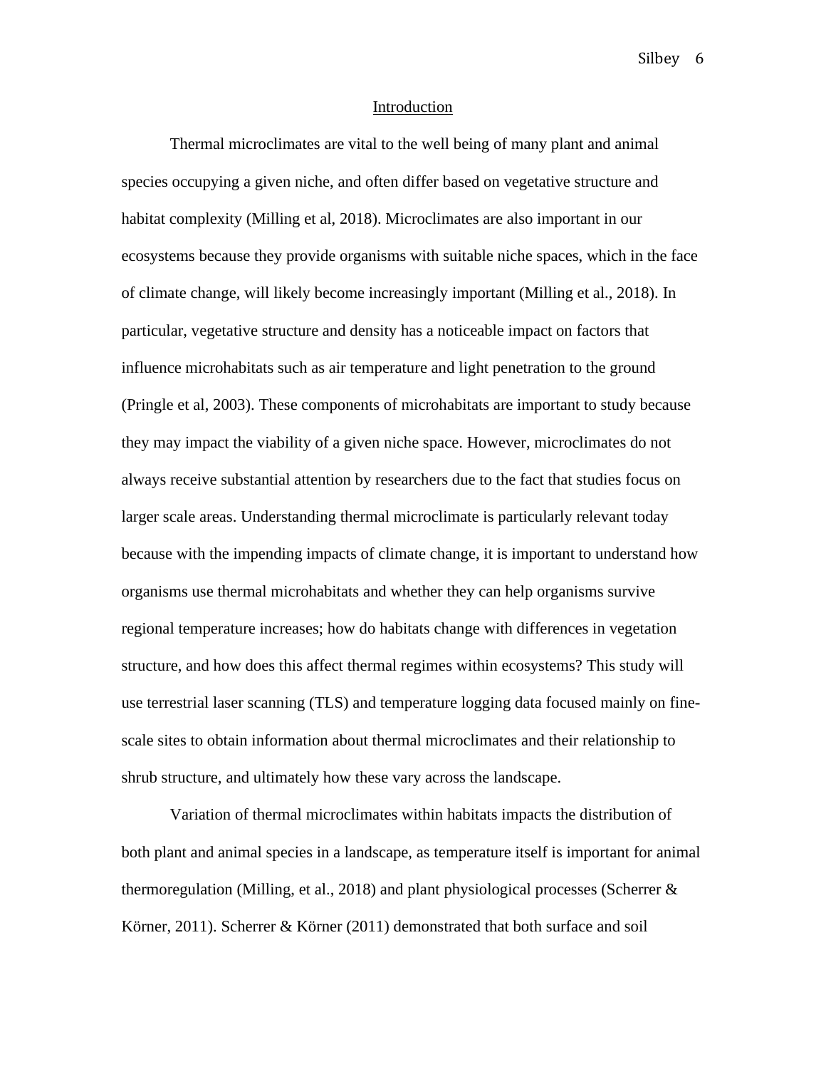## Introduction

Thermal microclimates are vital to the well being of many plant and animal species occupying a given niche, and often differ based on vegetative structure and habitat complexity (Milling et al, 2018). Microclimates are also important in our ecosystems because they provide organisms with suitable niche spaces, which in the face of climate change, will likely become increasingly important (Milling et al., 2018). In particular, vegetative structure and density has a noticeable impact on factors that influence microhabitats such as air temperature and light penetration to the ground (Pringle et al, 2003). These components of microhabitats are important to study because they may impact the viability of a given niche space. However, microclimates do not always receive substantial attention by researchers due to the fact that studies focus on larger scale areas. Understanding thermal microclimate is particularly relevant today because with the impending impacts of climate change, it is important to understand how organisms use thermal microhabitats and whether they can help organisms survive regional temperature increases; how do habitats change with differences in vegetation structure, and how does this affect thermal regimes within ecosystems? This study will use terrestrial laser scanning (TLS) and temperature logging data focused mainly on fine-scale sites to obtain information about thermal microclimates and their relationship to shrub structure, and ultimately how these vary across the landscape.

Variation of thermal microclimates within habitats impacts the distribution of both plant and animal species in a landscape, as temperature itself is important for animal thermoregulation (Milling, et al., 2018) and plant physiological processes (Scherrer & Körner, 2011). Scherrer & Körner (2011) demonstrated that both surface and soil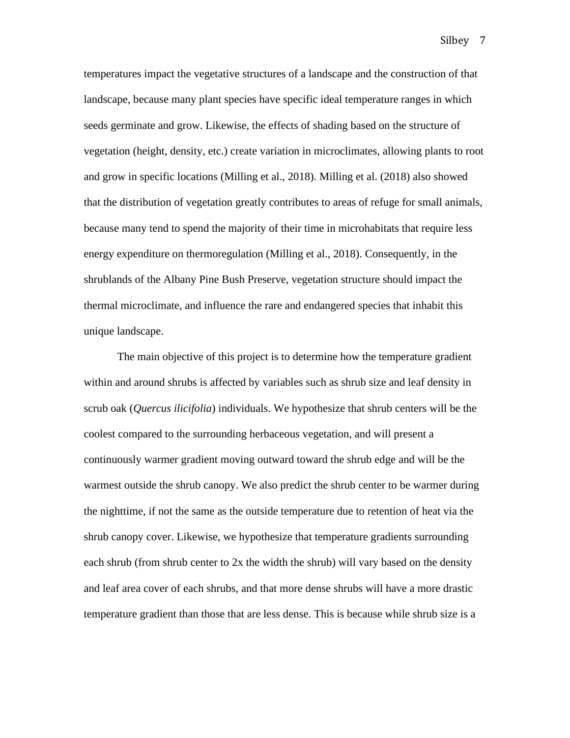temperatures impact the vegetative structures of a landscape and the construction of that landscape, because many plant species have specific ideal temperature ranges in which seeds germinate and grow. Likewise, the effects of shading based on the structure of vegetation (height, density, etc.) create variation in microclimates, allowing plants to root and grow in specific locations (Milling et al., 2018). Milling et al. (2018) also showed that the distribution of vegetation greatly contributes to areas of refuge for small animals, because many tend to spend the majority of their time in microhabitats that require less energy expenditure on thermoregulation (Milling et al., 2018). Consequently, in the shrublands of the Albany Pine Bush Preserve, vegetation structure should impact the thermal microclimate, and influence the rare and endangered species that inhabit this unique landscape.

The main objective of this project is to determine how the temperature gradient within and around shrubs is affected by variables such as shrub size and leaf density in scrub oak (*Quercus ilicifolia*) individuals. We hypothesize that shrub centers will be the coolest compared to the surrounding herbaceous vegetation, and will present a continuously warmer gradient moving outward toward the shrub edge and will be the warmest outside the shrub canopy. We also predict the shrub center to be warmer during the nighttime, if not the same as the outside temperature due to retention of heat via the shrub canopy cover. Likewise, we hypothesize that temperature gradients surrounding each shrub (from shrub center to 2x the width the shrub) will vary based on the density and leaf area cover of each shrubs, and that more dense shrubs will have a more drastic temperature gradient than those that are less dense. This is because while shrub size is a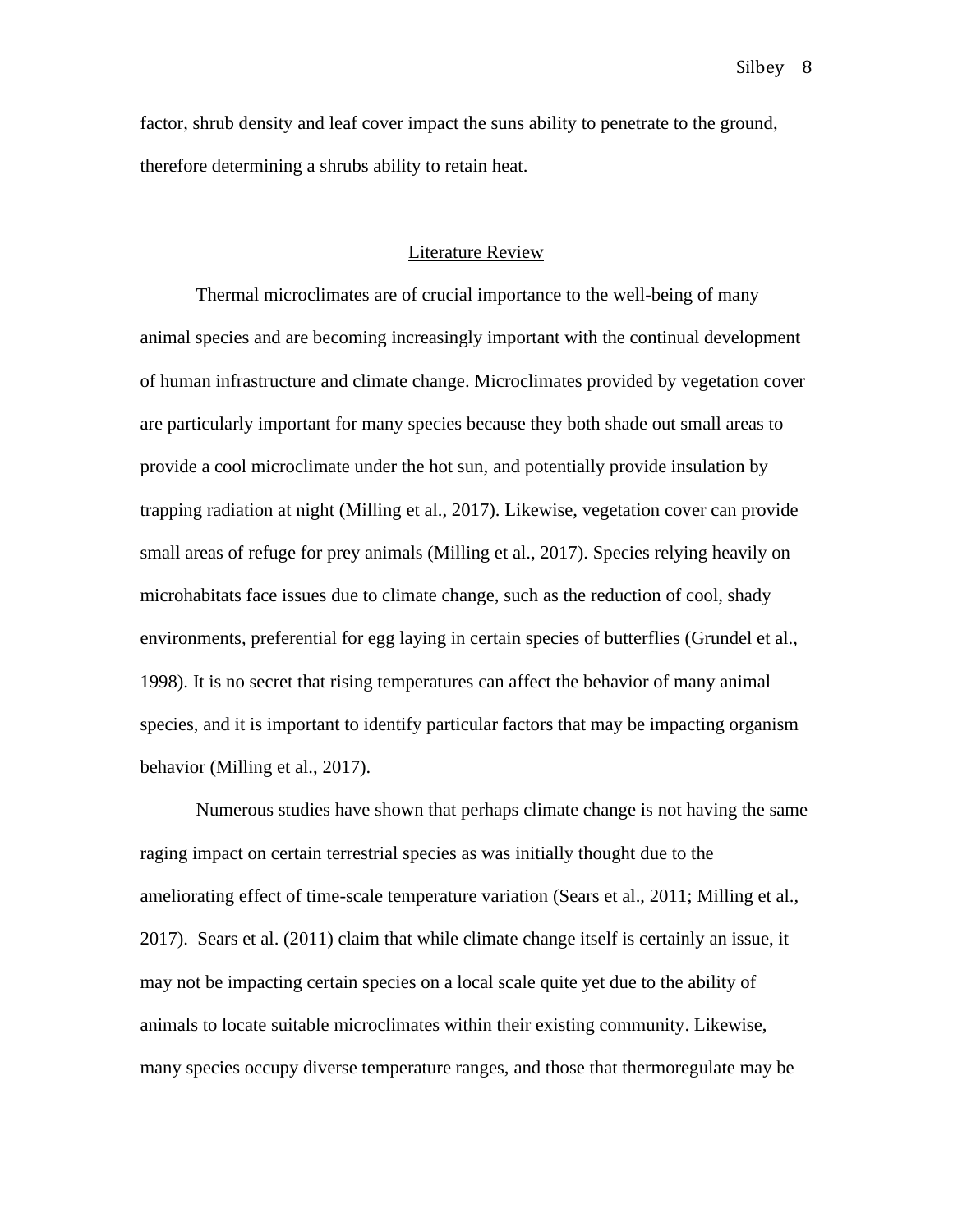factor, shrub density and leaf cover impact the suns ability to penetrate to the ground, therefore determining a shrubs ability to retain heat.

## Literature Review

Thermal microclimates are of crucial importance to the well-being of many animal species and are becoming increasingly important with the continual development of human infrastructure and climate change. Microclimates provided by vegetation cover are particularly important for many species because they both shade out small areas to provide a cool microclimate under the hot sun, and potentially provide insulation by trapping radiation at night (Milling et al., 2017). Likewise, vegetation cover can provide small areas of refuge for prey animals (Milling et al., 2017). Species relying heavily on microhabitats face issues due to climate change, such as the reduction of cool, shady environments, preferential for egg laying in certain species of butterflies (Grundel et al., 1998). It is no secret that rising temperatures can affect the behavior of many animal species, and it is important to identify particular factors that may be impacting organism behavior (Milling et al., 2017).

Numerous studies have shown that perhaps climate change is not having the same raging impact on certain terrestrial species as was initially thought due to the ameliorating effect of time-scale temperature variation (Sears et al., 2011; Milling et al., 2017). Sears et al. (2011) claim that while climate change itself is certainly an issue, it may not be impacting certain species on a local scale quite yet due to the ability of animals to locate suitable microclimates within their existing community. Likewise, many species occupy diverse temperature ranges, and those that thermoregulate may be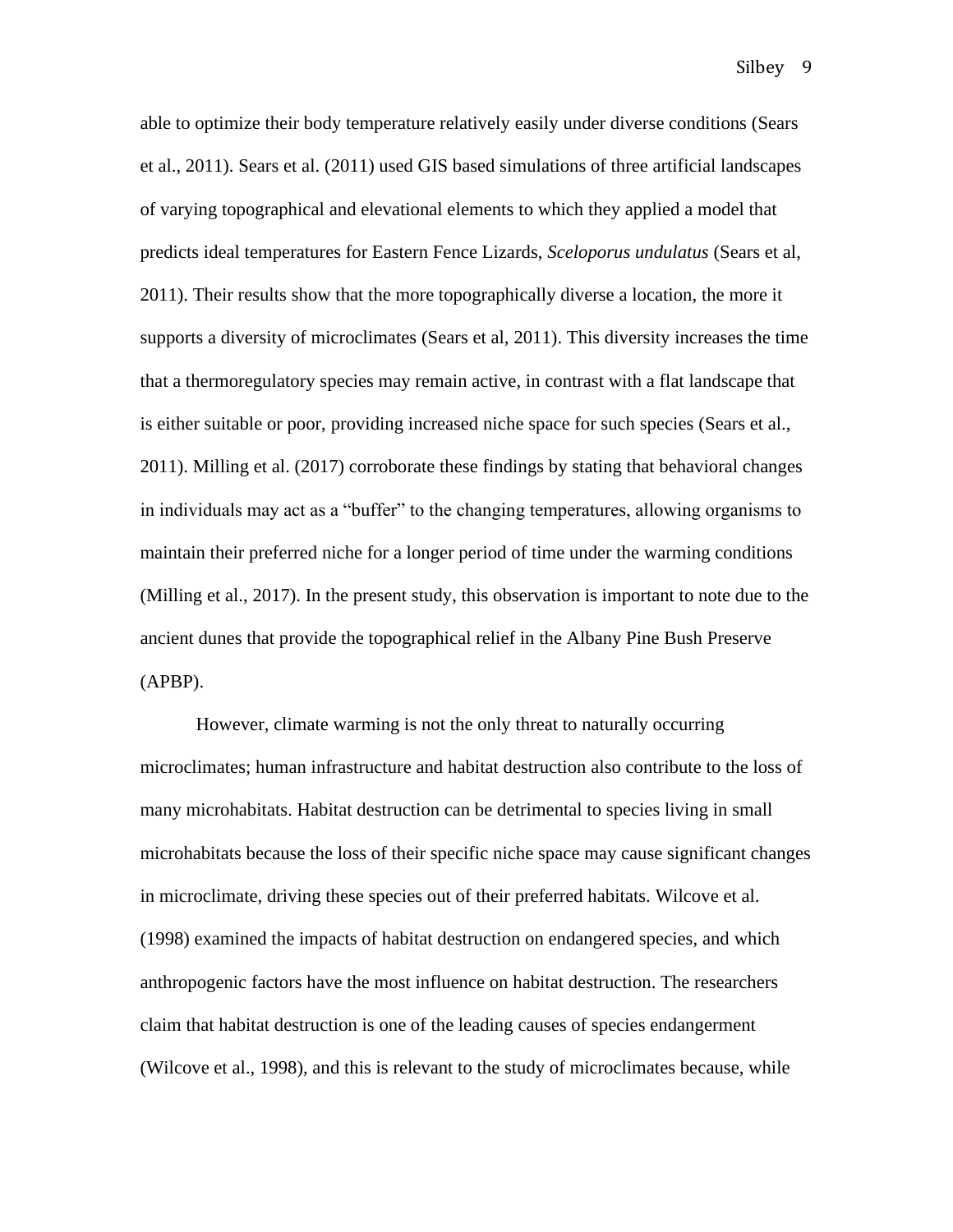able to optimize their body temperature relatively easily under diverse conditions (Sears et al., 2011). Sears et al. (2011) used GIS based simulations of three artificial landscapes of varying topographical and elevational elements to which they applied a model that predicts ideal temperatures for Eastern Fence Lizards, *Sceloporus undulatus* (Sears et al, 2011). Their results show that the more topographically diverse a location, the more it supports a diversity of microclimates (Sears et al, 2011). This diversity increases the time that a thermoregulatory species may remain active, in contrast with a flat landscape that is either suitable or poor, providing increased niche space for such species (Sears et al., 2011). Milling et al. (2017) corroborate these findings by stating that behavioral changes in individuals may act as a "buffer" to the changing temperatures, allowing organisms to maintain their preferred niche for a longer period of time under the warming conditions (Milling et al., 2017). In the present study, this observation is important to note due to the ancient dunes that provide the topographical relief in the Albany Pine Bush Preserve (APBP).

However, climate warming is not the only threat to naturally occurring microclimates; human infrastructure and habitat destruction also contribute to the loss of many microhabitats. Habitat destruction can be detrimental to species living in small microhabitats because the loss of their specific niche space may cause significant changes in microclimate, driving these species out of their preferred habitats. Wilcove et al. (1998) examined the impacts of habitat destruction on endangered species, and which anthropogenic factors have the most influence on habitat destruction. The researchers claim that habitat destruction is one of the leading causes of species endangerment (Wilcove et al., 1998), and this is relevant to the study of microclimates because, while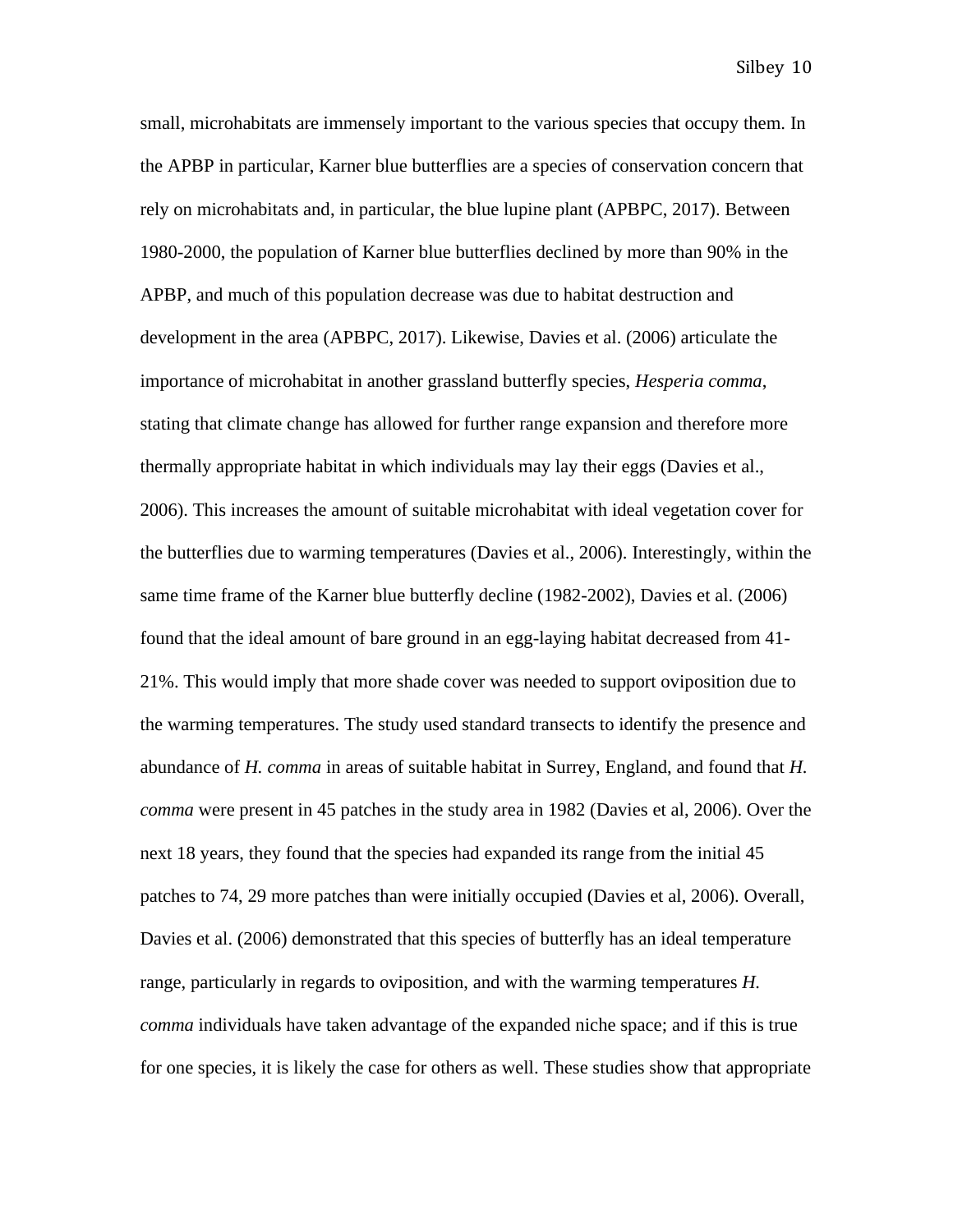small, microhabitats are immensely important to the various species that occupy them. In the APBP in particular, Karner blue butterflies are a species of conservation concern that rely on microhabitats and, in particular, the blue lupine plant (APBPC, 2017). Between 1980-2000, the population of Karner blue butterflies declined by more than 90% in the APBP, and much of this population decrease was due to habitat destruction and development in the area (APBPC, 2017). Likewise, Davies et al. (2006) articulate the importance of microhabitat in another grassland butterfly species, *Hesperia comma*, stating that climate change has allowed for further range expansion and therefore more thermally appropriate habitat in which individuals may lay their eggs (Davies et al., 2006). This increases the amount of suitable microhabitat with ideal vegetation cover for the butterflies due to warming temperatures (Davies et al., 2006). Interestingly, within the same time frame of the Karner blue butterfly decline (1982-2002), Davies et al. (2006) found that the ideal amount of bare ground in an egg-laying habitat decreased from 41-21%. This would imply that more shade cover was needed to support oviposition due to the warming temperatures. The study used standard transects to identify the presence and abundance of *H. comma* in areas of suitable habitat in Surrey, England, and found that *H. comma* were present in 45 patches in the study area in 1982 (Davies et al, 2006). Over the next 18 years, they found that the species had expanded its range from the initial 45 patches to 74, 29 more patches than were initially occupied (Davies et al, 2006). Overall, Davies et al. (2006) demonstrated that this species of butterfly has an ideal temperature range, particularly in regards to oviposition, and with the warming temperatures *H. comma* individuals have taken advantage of the expanded niche space; and if this is true for one species, it is likely the case for others as well. These studies show that appropriate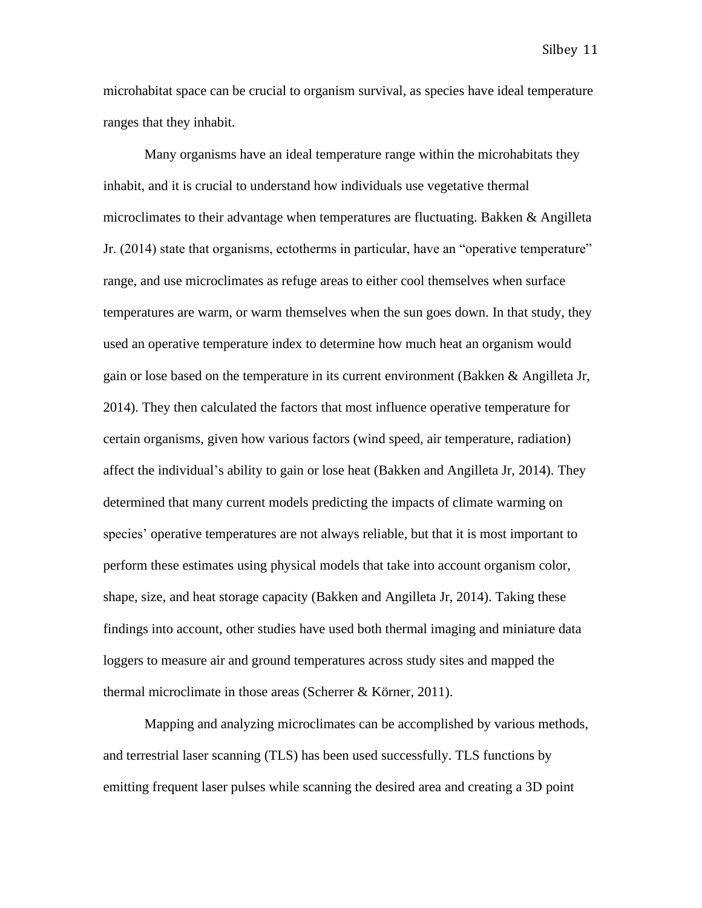microhabitat space can be crucial to organism survival, as species have ideal temperature ranges that they inhabit.

Many organisms have an ideal temperature range within the microhabitats they inhabit, and it is crucial to understand how individuals use vegetative thermal microclimates to their advantage when temperatures are fluctuating. Bakken & Angilleta Jr. (2014) state that organisms, ectotherms in particular, have an "operative temperature" range, and use microclimates as refuge areas to either cool themselves when surface temperatures are warm, or warm themselves when the sun goes down. In that study, they used an operative temperature index to determine how much heat an organism would gain or lose based on the temperature in its current environment (Bakken & Angilleta Jr, 2014). They then calculated the factors that most influence operative temperature for certain organisms, given how various factors (wind speed, air temperature, radiation) affect the individual's ability to gain or lose heat (Bakken and Angilleta Jr, 2014). They determined that many current models predicting the impacts of climate warming on species' operative temperatures are not always reliable, but that it is most important to perform these estimates using physical models that take into account organism color, shape, size, and heat storage capacity (Bakken and Angilleta Jr, 2014). Taking these findings into account, other studies have used both thermal imaging and miniature data loggers to measure air and ground temperatures across study sites and mapped the thermal microclimate in those areas (Scherrer & Körner, 2011).

Mapping and analyzing microclimates can be accomplished by various methods, and terrestrial laser scanning (TLS) has been used successfully. TLS functions by emitting frequent laser pulses while scanning the desired area and creating a 3D point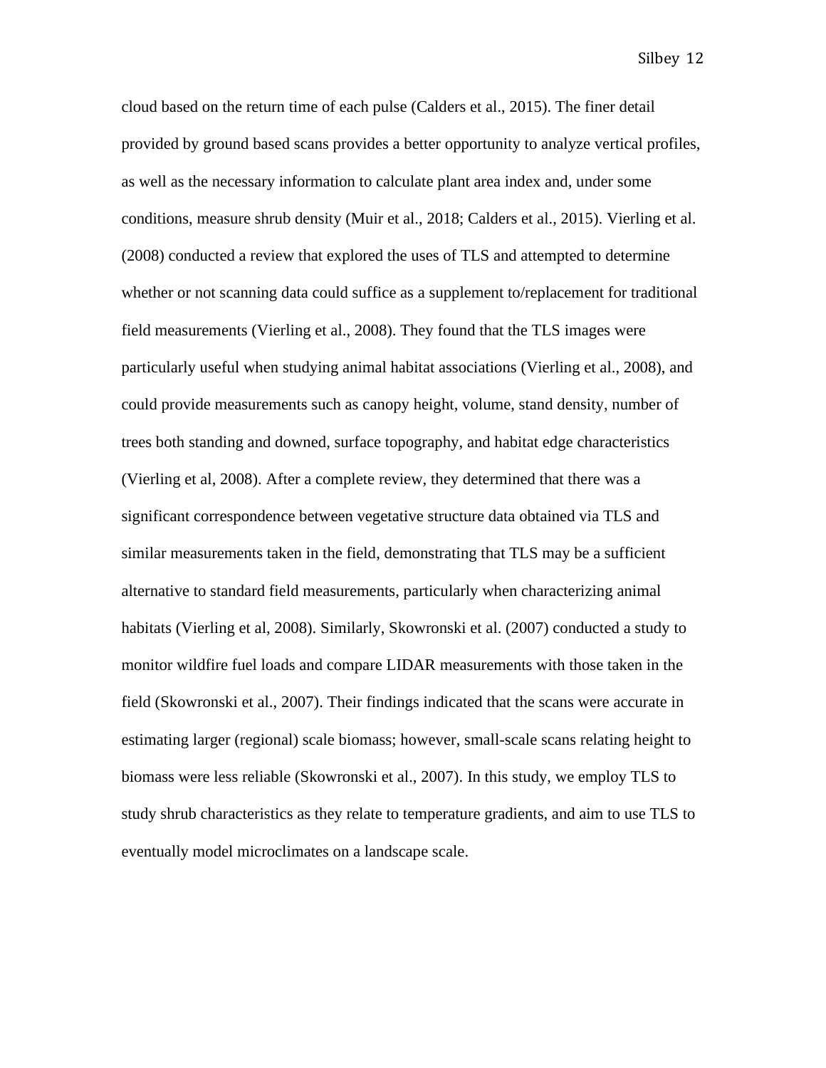cloud based on the return time of each pulse (Calders et al., 2015). The finer detail provided by ground based scans provides a better opportunity to analyze vertical profiles, as well as the necessary information to calculate plant area index and, under some conditions, measure shrub density (Muir et al., 2018; Calders et al., 2015). Vierling et al. (2008) conducted a review that explored the uses of TLS and attempted to determine whether or not scanning data could suffice as a supplement to/replacement for traditional field measurements (Vierling et al., 2008). They found that the TLS images were particularly useful when studying animal habitat associations (Vierling et al., 2008), and could provide measurements such as canopy height, volume, stand density, number of trees both standing and downed, surface topography, and habitat edge characteristics (Vierling et al, 2008). After a complete review, they determined that there was a significant correspondence between vegetative structure data obtained via TLS and similar measurements taken in the field, demonstrating that TLS may be a sufficient alternative to standard field measurements, particularly when characterizing animal habitats (Vierling et al, 2008). Similarly, Skowronski et al. (2007) conducted a study to monitor wildfire fuel loads and compare LIDAR measurements with those taken in the field (Skowronski et al., 2007). Their findings indicated that the scans were accurate in estimating larger (regional) scale biomass; however, small-scale scans relating height to biomass were less reliable (Skowronski et al., 2007). In this study, we employ TLS to study shrub characteristics as they relate to temperature gradients, and aim to use TLS to eventually model microclimates on a landscape scale.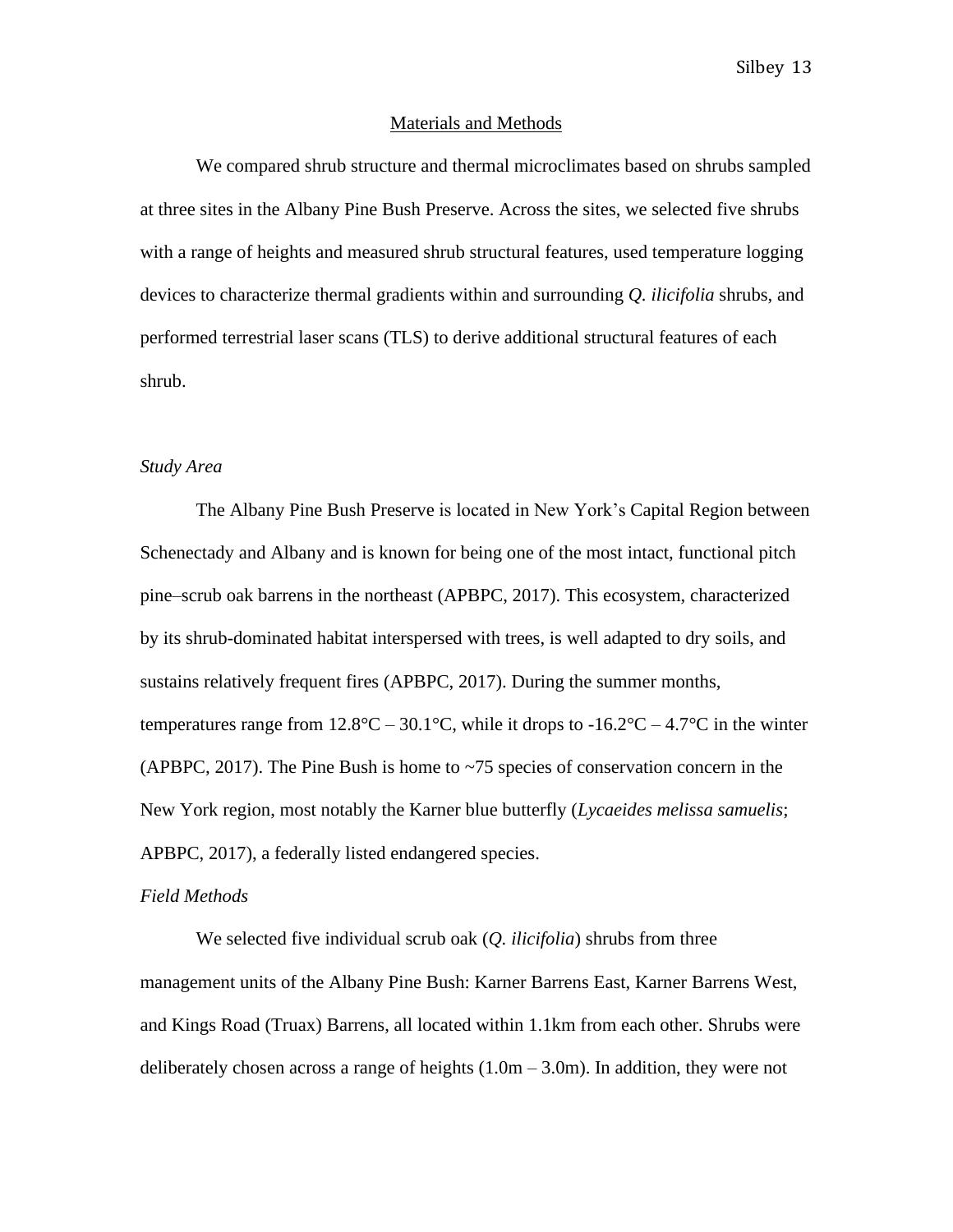## Materials and Methods

We compared shrub structure and thermal microclimates based on shrubs sampled at three sites in the Albany Pine Bush Preserve. Across the sites, we selected five shrubs with a range of heights and measured shrub structural features, used temperature logging devices to characterize thermal gradients within and surrounding *Q. ilicifolia* shrubs, and performed terrestrial laser scans (TLS) to derive additional structural features of each shrub.

### *Study Area*

The Albany Pine Bush Preserve is located in New York's Capital Region between Schenectady and Albany and is known for being one of the most intact, functional pitch pine–scrub oak barrens in the northeast (APBPC, 2017). This ecosystem, characterized by its shrub-dominated habitat interspersed with trees, is well adapted to dry soils, and sustains relatively frequent fires (APBPC, 2017). During the summer months, temperatures range from 12.8°C – 30.1°C, while it drops to -16.2°C – 4.7°C in the winter (APBPC, 2017). The Pine Bush is home to ~75 species of conservation concern in the New York region, most notably the Karner blue butterfly (*Lycaeides melissa samuelis*; APBPC, 2017), a federally listed endangered species.

### *Field Methods*

We selected five individual scrub oak (*Q. ilicifolia*) shrubs from three management units of the Albany Pine Bush: Karner Barrens East, Karner Barrens West, and Kings Road (Truax) Barrens, all located within 1.1km from each other. Shrubs were deliberately chosen across a range of heights (1.0m – 3.0m). In addition, they were not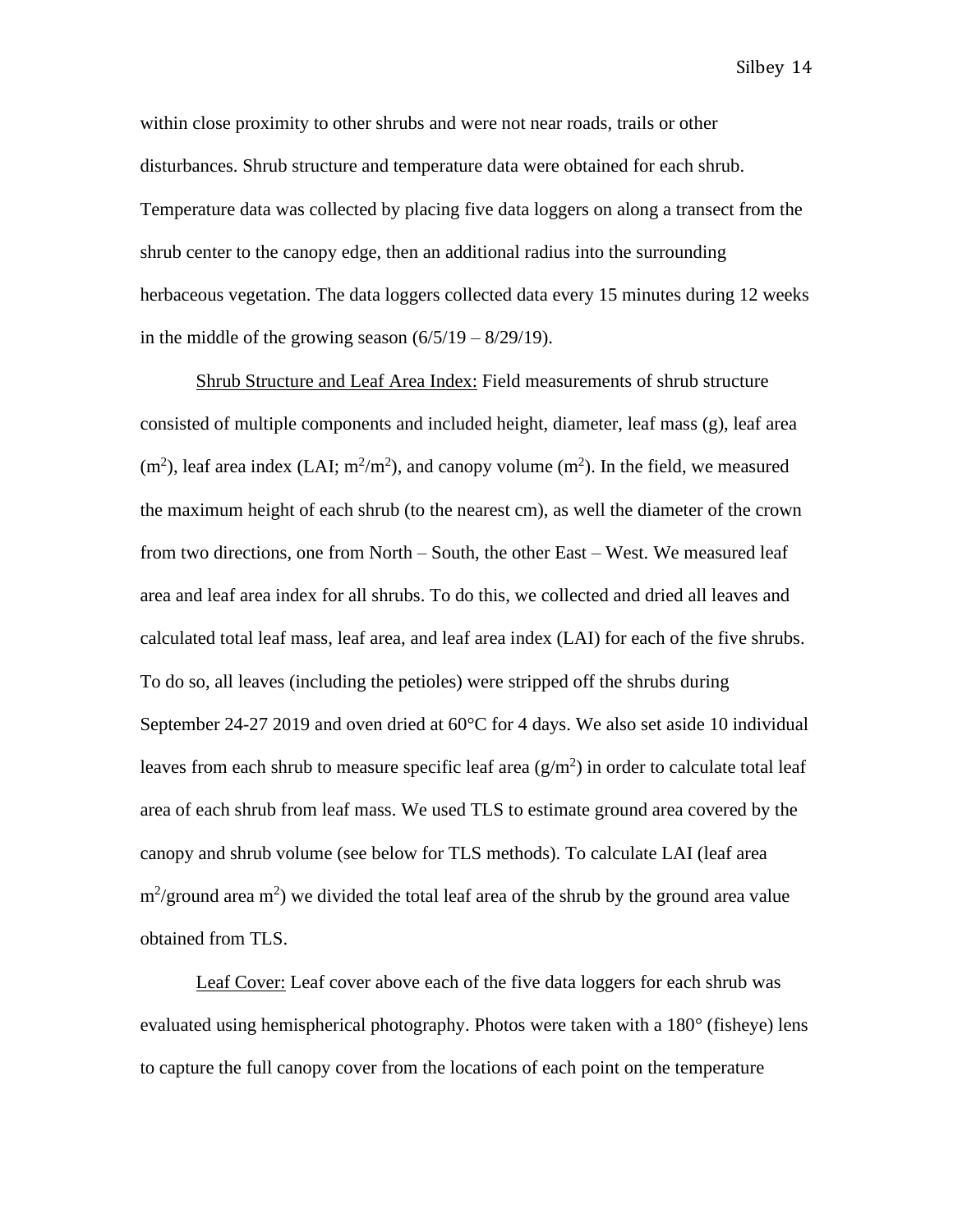within close proximity to other shrubs and were not near roads, trails or other disturbances. Shrub structure and temperature data were obtained for each shrub. Temperature data was collected by placing five data loggers on along a transect from the shrub center to the canopy edge, then an additional radius into the surrounding herbaceous vegetation. The data loggers collected data every 15 minutes during 12 weeks in the middle of the growing season (6/5/19 – 8/29/19).

Shrub Structure and Leaf Area Index: Field measurements of shrub structure consisted of multiple components and included height, diameter, leaf mass (g), leaf area ($m^2$), leaf area index (LAI; $m^2/m^2$), and canopy volume ($m^2$). In the field, we measured the maximum height of each shrub (to the nearest cm), as well the diameter of the crown from two directions, one from North – South, the other East – West. We measured leaf area and leaf area index for all shrubs. To do this, we collected and dried all leaves and calculated total leaf mass, leaf area, and leaf area index (LAI) for each of the five shrubs. To do so, all leaves (including the petioles) were stripped off the shrubs during September 24-27 2019 and oven dried at 60°C for 4 days. We also set aside 10 individual leaves from each shrub to measure specific leaf area ($g/m^2$) in order to calculate total leaf area of each shrub from leaf mass. We used TLS to estimate ground area covered by the canopy and shrub volume (see below for TLS methods). To calculate LAI (leaf area $m^2$/ground area $m^2$) we divided the total leaf area of the shrub by the ground area value obtained from TLS.

Leaf Cover: Leaf cover above each of the five data loggers for each shrub was evaluated using hemispherical photography. Photos were taken with a 180° (fisheye) lens to capture the full canopy cover from the locations of each point on the temperature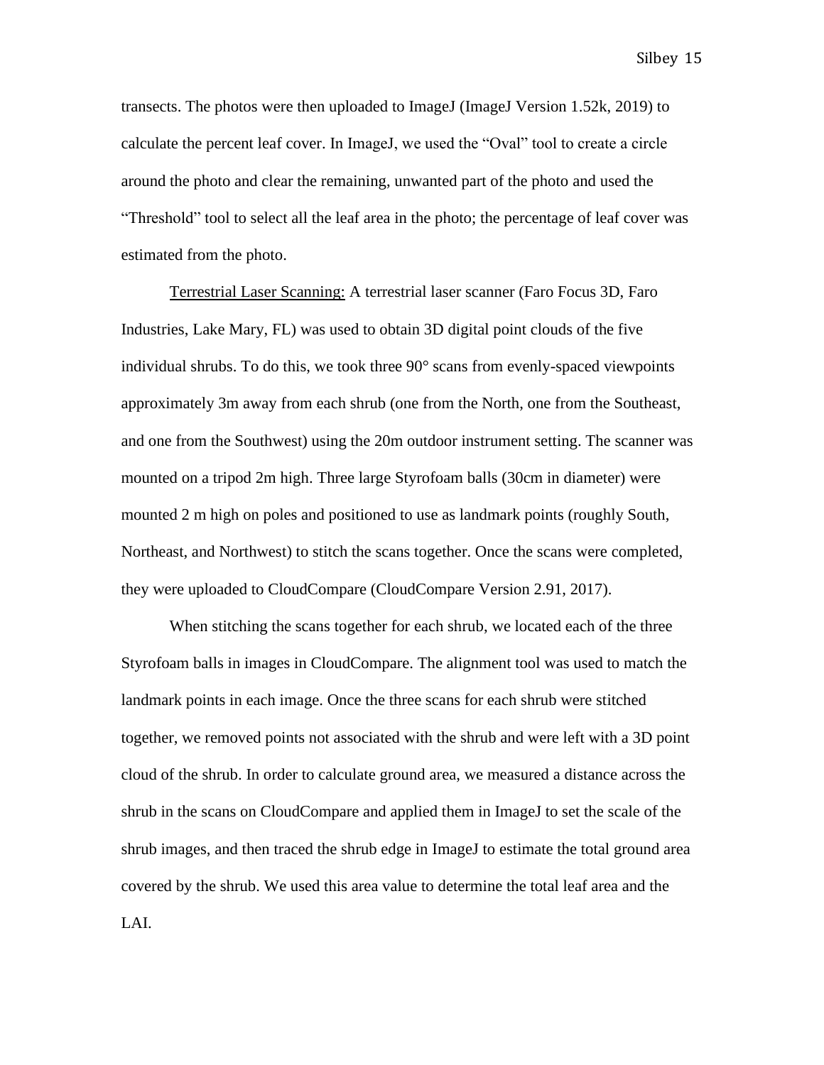transects. The photos were then uploaded to ImageJ (ImageJ Version 1.52k, 2019) to calculate the percent leaf cover. In ImageJ, we used the "Oval" tool to create a circle around the photo and clear the remaining, unwanted part of the photo and used the "Threshold" tool to select all the leaf area in the photo; the percentage of leaf cover was estimated from the photo.

<u>Terrestrial Laser Scanning:</u> A terrestrial laser scanner (Faro Focus 3D, Faro Industries, Lake Mary, FL) was used to obtain 3D digital point clouds of the five individual shrubs. To do this, we took three 90° scans from evenly-spaced viewpoints approximately 3m away from each shrub (one from the North, one from the Southeast, and one from the Southwest) using the 20m outdoor instrument setting. The scanner was mounted on a tripod 2m high. Three large Styrofoam balls (30cm in diameter) were mounted 2 m high on poles and positioned to use as landmark points (roughly South, Northeast, and Northwest) to stitch the scans together. Once the scans were completed, they were uploaded to CloudCompare (CloudCompare Version 2.91, 2017).

When stitching the scans together for each shrub, we located each of the three Styrofoam balls in images in CloudCompare. The alignment tool was used to match the landmark points in each image. Once the three scans for each shrub were stitched together, we removed points not associated with the shrub and were left with a 3D point cloud of the shrub. In order to calculate ground area, we measured a distance across the shrub in the scans on CloudCompare and applied them in ImageJ to set the scale of the shrub images, and then traced the shrub edge in ImageJ to estimate the total ground area covered by the shrub. We used this area value to determine the total leaf area and the LAI.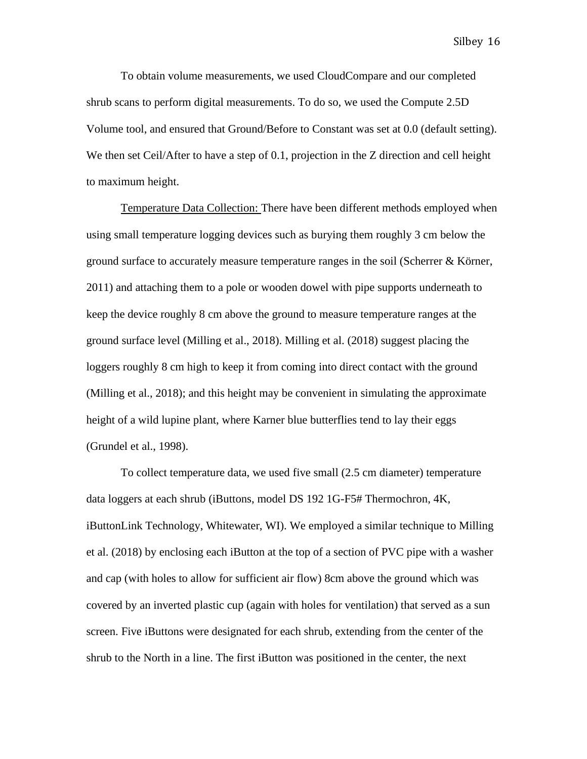To obtain volume measurements, we used CloudCompare and our completed shrub scans to perform digital measurements. To do so, we used the Compute 2.5D Volume tool, and ensured that Ground/Before to Constant was set at 0.0 (default setting). We then set Ceil/After to have a step of 0.1, projection in the Z direction and cell height to maximum height.

<u>Temperature Data Collection:</u> There have been different methods employed when using small temperature logging devices such as burying them roughly 3 cm below the ground surface to accurately measure temperature ranges in the soil (Scherrer & Körner, 2011) and attaching them to a pole or wooden dowel with pipe supports underneath to keep the device roughly 8 cm above the ground to measure temperature ranges at the ground surface level (Milling et al., 2018). Milling et al. (2018) suggest placing the loggers roughly 8 cm high to keep it from coming into direct contact with the ground (Milling et al., 2018); and this height may be convenient in simulating the approximate height of a wild lupine plant, where Karner blue butterflies tend to lay their eggs (Grundel et al., 1998).

To collect temperature data, we used five small (2.5 cm diameter) temperature data loggers at each shrub (iButtons, model DS 192 1G-F5# Thermochron, 4K, iButtonLink Technology, Whitewater, WI). We employed a similar technique to Milling et al. (2018) by enclosing each iButton at the top of a section of PVC pipe with a washer and cap (with holes to allow for sufficient air flow) 8cm above the ground which was covered by an inverted plastic cup (again with holes for ventilation) that served as a sun screen. Five iButtons were designated for each shrub, extending from the center of the shrub to the North in a line. The first iButton was positioned in the center, the next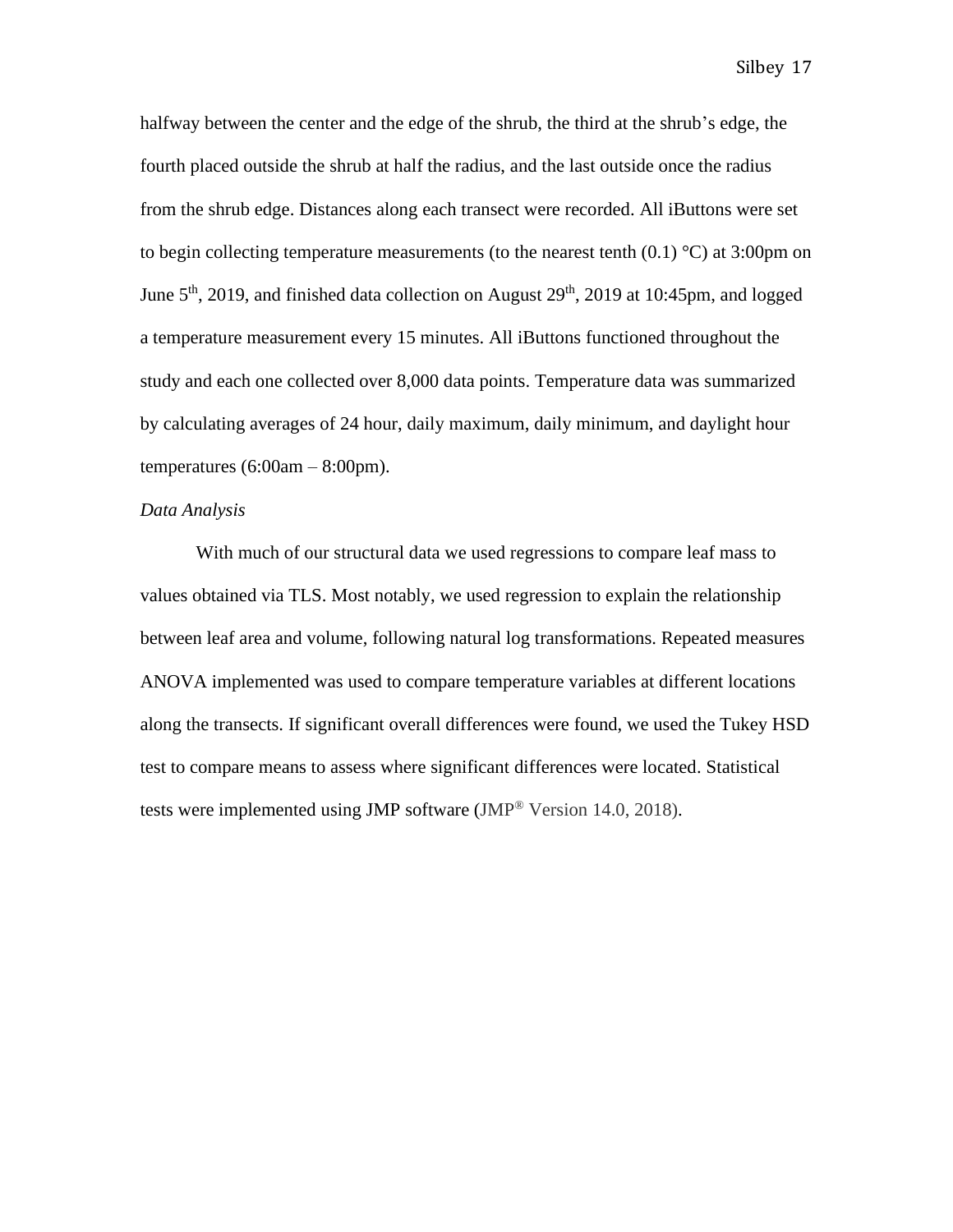halfway between the center and the edge of the shrub, the third at the shrub's edge, the fourth placed outside the shrub at half the radius, and the last outside once the radius from the shrub edge. Distances along each transect were recorded. All iButtons were set to begin collecting temperature measurements (to the nearest tenth (0.1) °C) at 3:00pm on June 5th, 2019, and finished data collection on August 29th, 2019 at 10:45pm, and logged a temperature measurement every 15 minutes. All iButtons functioned throughout the study and each one collected over 8,000 data points. Temperature data was summarized by calculating averages of 24 hour, daily maximum, daily minimum, and daylight hour temperatures (6:00am – 8:00pm).

*Data Analysis*

With much of our structural data we used regressions to compare leaf mass to values obtained via TLS. Most notably, we used regression to explain the relationship between leaf area and volume, following natural log transformations. Repeated measures ANOVA implemented was used to compare temperature variables at different locations along the transects. If significant overall differences were found, we used the Tukey HSD test to compare means to assess where significant differences were located. Statistical tests were implemented using JMP software (JMP® Version 14.0, 2018).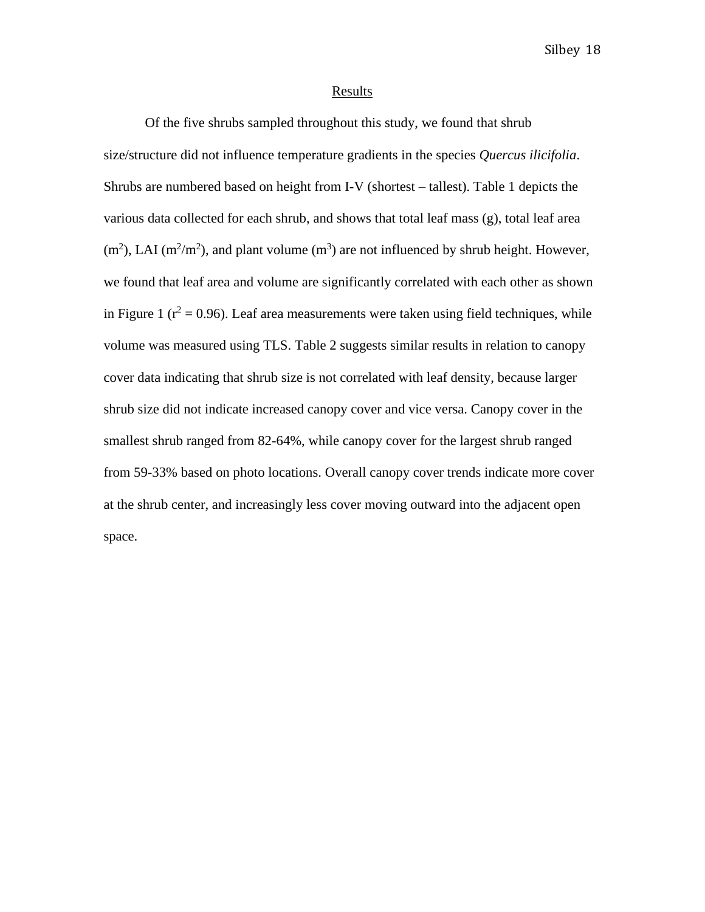## Results

Of the five shrubs sampled throughout this study, we found that shrub size/structure did not influence temperature gradients in the species *Quercus ilicifolia*. Shrubs are numbered based on height from I-V (shortest – tallest). Table 1 depicts the various data collected for each shrub, and shows that total leaf mass (g), total leaf area ($m^2$), LAI ($m^2/m^2$), and plant volume ($m^3$) are not influenced by shrub height. However, we found that leaf area and volume are significantly correlated with each other as shown in Figure 1 ($r^2 = 0.96$). Leaf area measurements were taken using field techniques, while volume was measured using TLS. Table 2 suggests similar results in relation to canopy cover data indicating that shrub size is not correlated with leaf density, because larger shrub size did not indicate increased canopy cover and vice versa. Canopy cover in the smallest shrub ranged from 82-64%, while canopy cover for the largest shrub ranged from 59-33% based on photo locations. Overall canopy cover trends indicate more cover at the shrub center, and increasingly less cover moving outward into the adjacent open space.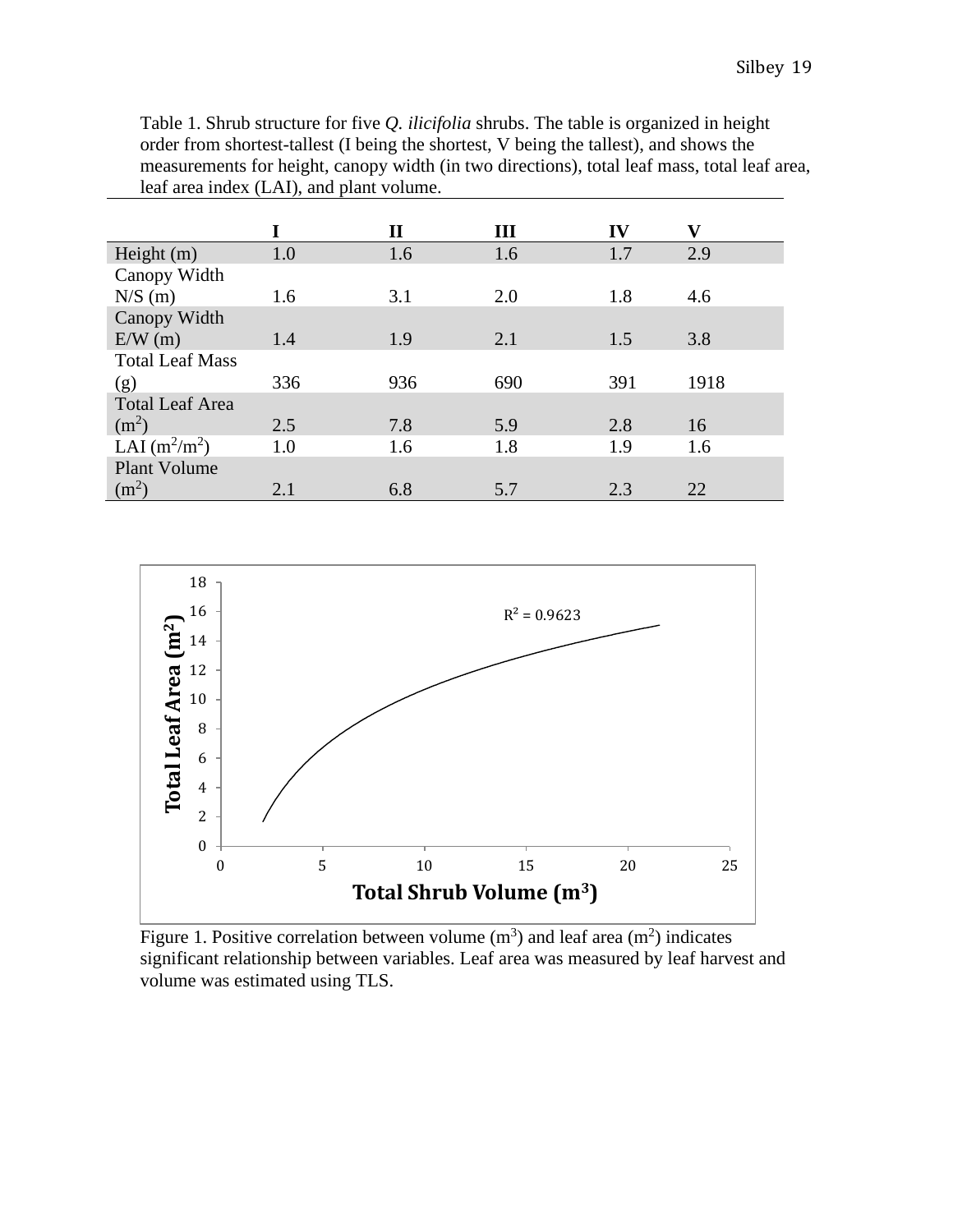Table 1. Shrub structure for five *Q. ilicifolia* shrubs. The table is organized in height order from shortest-tallest (I being the shortest, V being the tallest), and shows the measurements for height, canopy width (in two directions), total leaf mass, total leaf area, leaf area index (LAI), and plant volume.

| | I | II | III | IV | V |
|---|---|---|---|---|---|
| Height (m) | 1.0 | 1.6 | 1.6 | 1.7 | 2.9 |
| Canopy Width N/S (m) | 1.6 | 3.1 | 2.0 | 1.8 | 4.6 |
| Canopy Width E/W (m) | 1.4 | 1.9 | 2.1 | 1.5 | 3.8 |
| Total Leaf Mass (g) | 336 | 936 | 690 | 391 | 1918 |
| Total Leaf Area ($m^2$) | 2.5 | 7.8 | 5.9 | 2.8 | 16 |
| LAI ($m^2/m^2$) | 1.0 | 1.6 | 1.8 | 1.9 | 1.6 |
| Plant Volume ($m^2$) | 2.1 | 6.8 | 5.7 | 2.3 | 22 |

Figure 1. Positive correlation between volume ($m^3$) and leaf area ($m^2$) indicates significant relationship between variables. Leaf area was measured by leaf harvest and volume was estimated using TLS.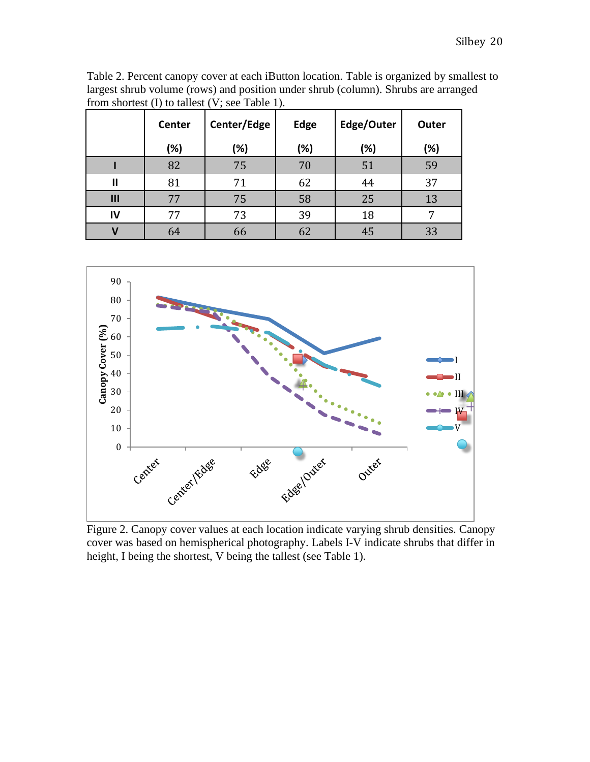Table 2. Percent canopy cover at each iButton location. Table is organized by smallest to largest shrub volume (rows) and position under shrub (column). Shrubs are arranged from shortest (I) to tallest (V; see Table 1).

| | Center (%) | Center/Edge (%) | Edge (%) | Edge/Outer (%) | Outer (%) |
|---|---|---|---|---|---|
| **I** | 82 | 75 | 70 | 51 | 59 |
| **II** | 81 | 71 | 62 | 44 | 37 |
| **III** | 77 | 75 | 58 | 25 | 13 |
| **IV** | 77 | 73 | 39 | 18 | 7 |
| **V** | 64 | 66 | 62 | 45 | 33 |

Figure 2. Canopy cover values at each location indicate varying shrub densities. Canopy cover was based on hemispherical photography. Labels I-V indicate shrubs that differ in height, I being the shortest, V being the tallest (see Table 1).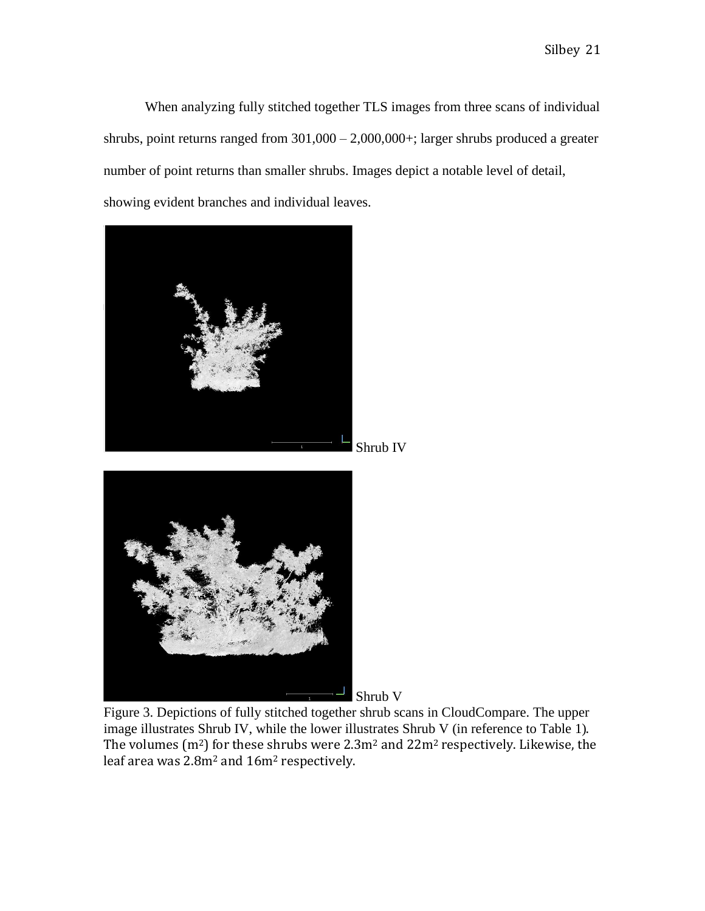When analyzing fully stitched together TLS images from three scans of individual shrubs, point returns ranged from 301,000 – 2,000,000+; larger shrubs produced a greater number of point returns than smaller shrubs. Images depict a notable level of detail, showing evident branches and individual leaves.

Shrub IV

Shrub V

Figure 3. Depictions of fully stitched together shrub scans in CloudCompare. The upper image illustrates Shrub IV, while the lower illustrates Shrub V (in reference to Table 1). The volumes ($m^2$) for these shrubs were $2.3m^2$ and $22m^2$ respectively. Likewise, the leaf area was $2.8m^2$ and $16m^2$ respectively.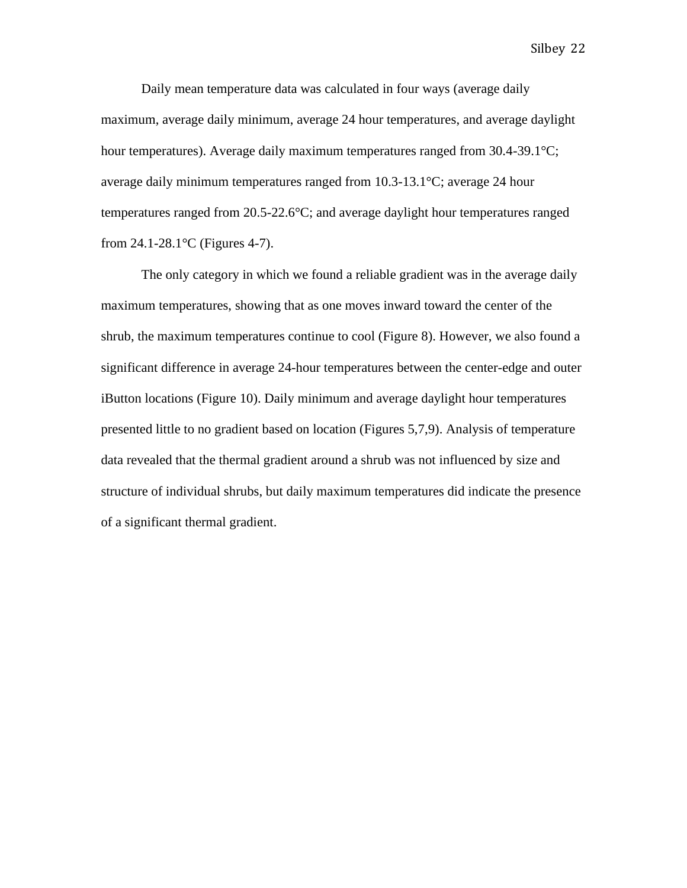Daily mean temperature data was calculated in four ways (average daily maximum, average daily minimum, average 24 hour temperatures, and average daylight hour temperatures). Average daily maximum temperatures ranged from 30.4-39.1°C; average daily minimum temperatures ranged from 10.3-13.1°C; average 24 hour temperatures ranged from 20.5-22.6°C; and average daylight hour temperatures ranged from 24.1-28.1°C (Figures 4-7).

The only category in which we found a reliable gradient was in the average daily maximum temperatures, showing that as one moves inward toward the center of the shrub, the maximum temperatures continue to cool (Figure 8). However, we also found a significant difference in average 24-hour temperatures between the center-edge and outer iButton locations (Figure 10). Daily minimum and average daylight hour temperatures presented little to no gradient based on location (Figures 5,7,9). Analysis of temperature data revealed that the thermal gradient around a shrub was not influenced by size and structure of individual shrubs, but daily maximum temperatures did indicate the presence of a significant thermal gradient.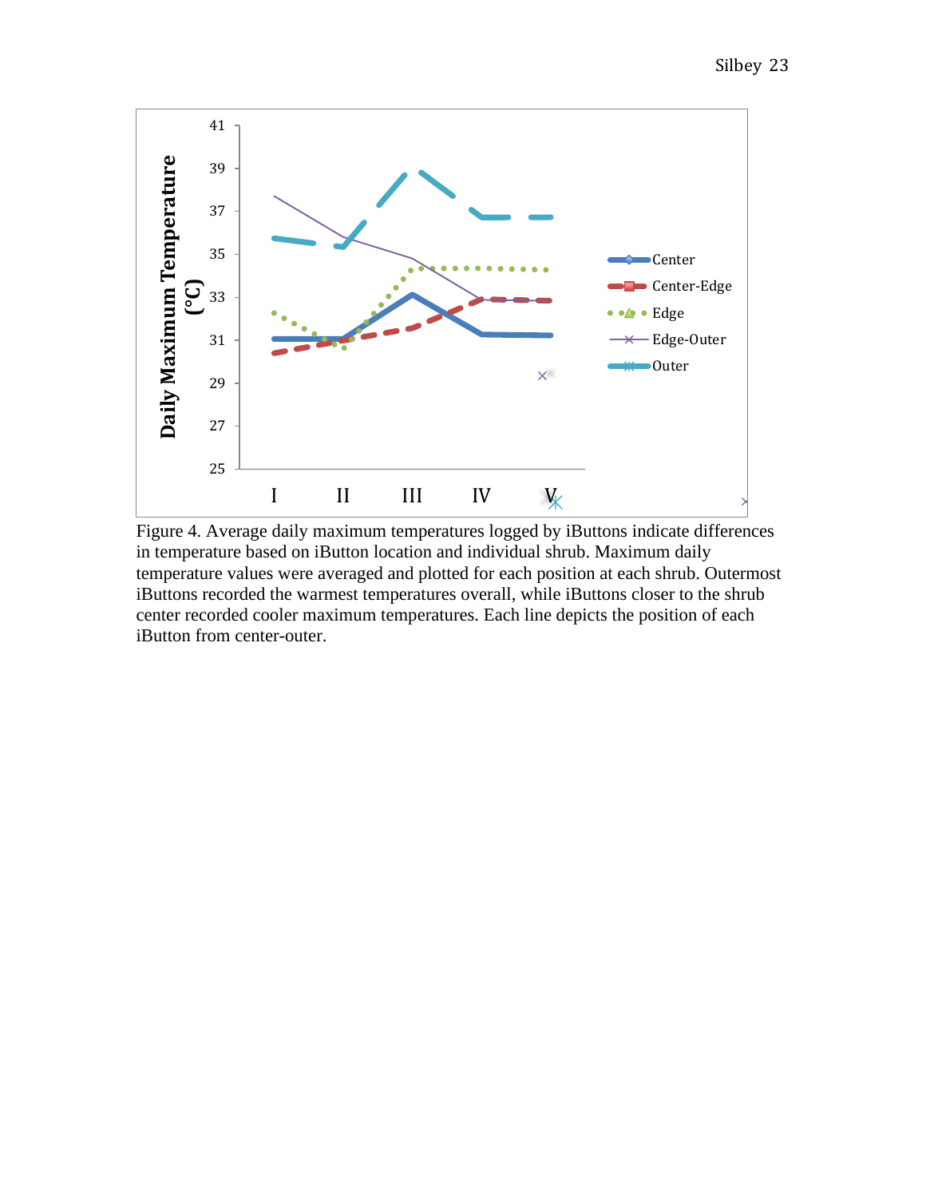Figure 4. Average daily maximum temperatures logged by iButtons indicate differences in temperature based on iButton location and individual shrub. Maximum daily temperature values were averaged and plotted for each position at each shrub. Outermost iButtons recorded the warmest temperatures overall, while iButtons closer to the shrub center recorded cooler maximum temperatures. Each line depicts the position of each iButton from center-outer.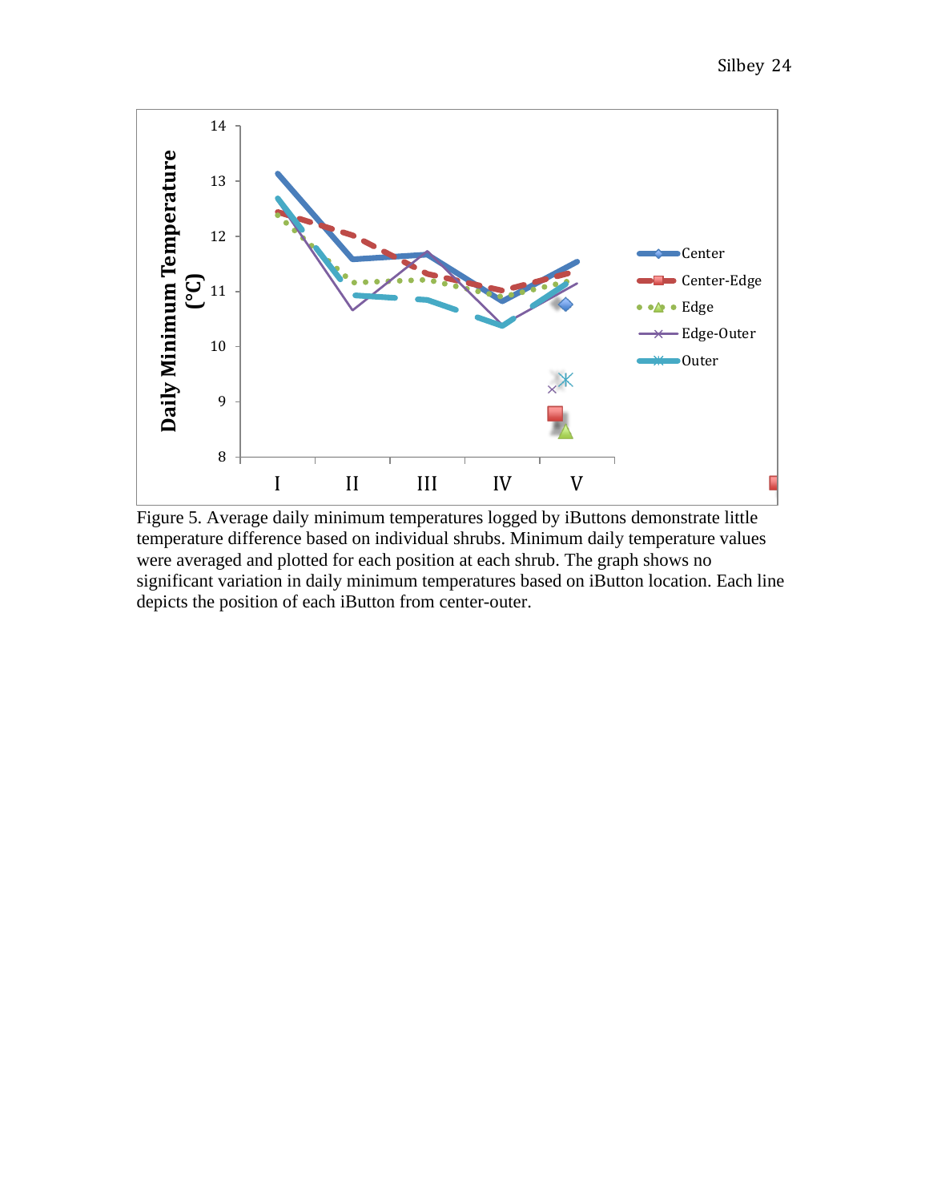Figure 5. Average daily minimum temperatures logged by iButtons demonstrate little temperature difference based on individual shrubs. Minimum daily temperature values were averaged and plotted for each position at each shrub. The graph shows no significant variation in daily minimum temperatures based on iButton location. Each line depicts the position of each iButton from center-outer.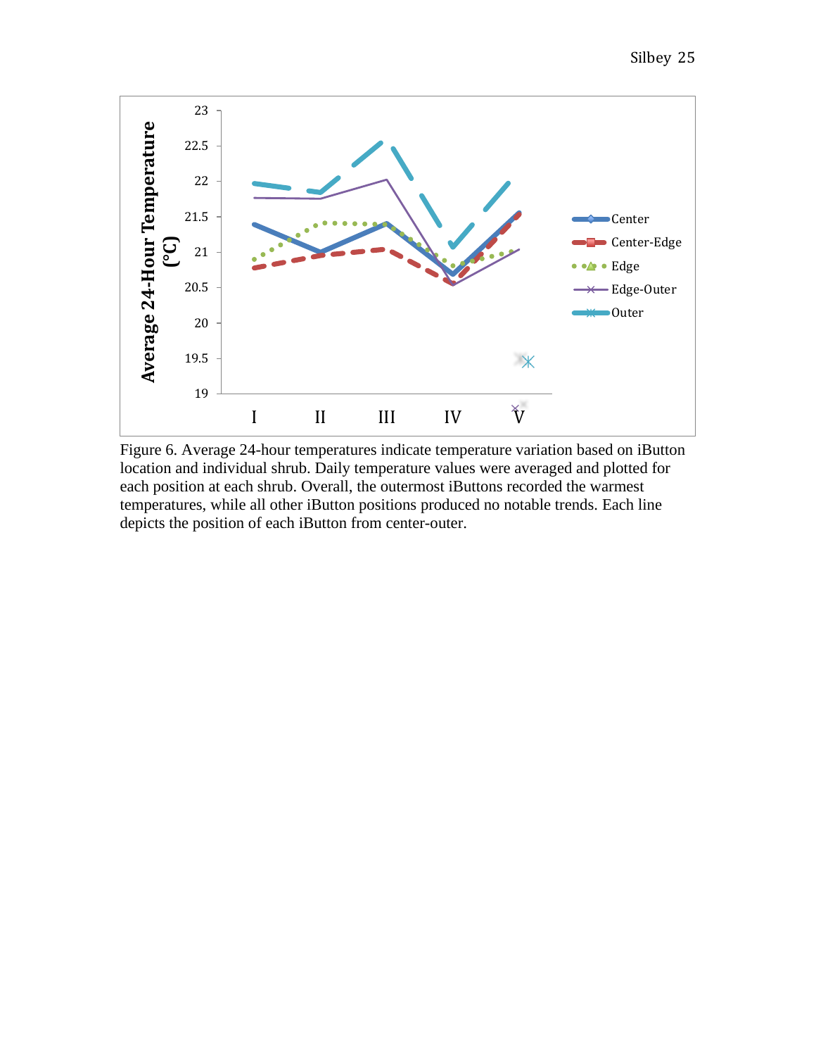Figure 6. Average 24-hour temperatures indicate temperature variation based on iButton location and individual shrub. Daily temperature values were averaged and plotted for each position at each shrub. Overall, the outermost iButtons recorded the warmest temperatures, while all other iButton positions produced no notable trends. Each line depicts the position of each iButton from center-outer.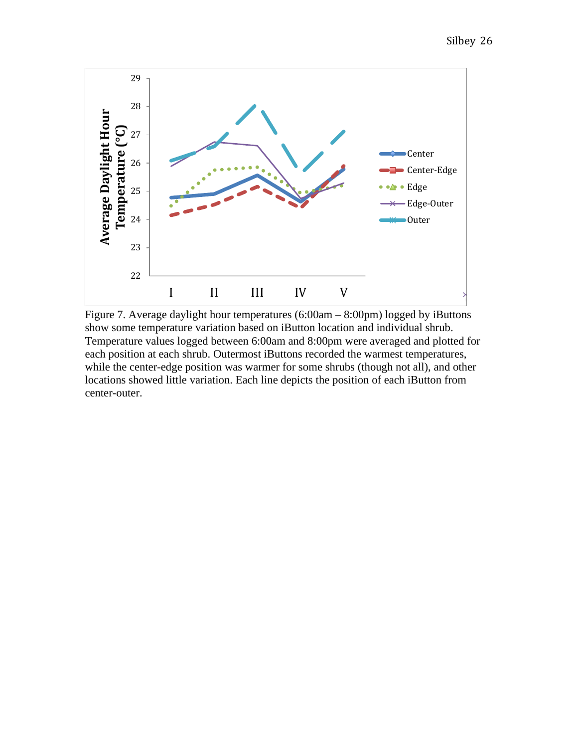Figure 7. Average daylight hour temperatures (6:00am – 8:00pm) logged by iButtons show some temperature variation based on iButton location and individual shrub. Temperature values logged between 6:00am and 8:00pm were averaged and plotted for each position at each shrub. Outermost iButtons recorded the warmest temperatures, while the center-edge position was warmer for some shrubs (though not all), and other locations showed little variation. Each line depicts the position of each iButton from center-outer.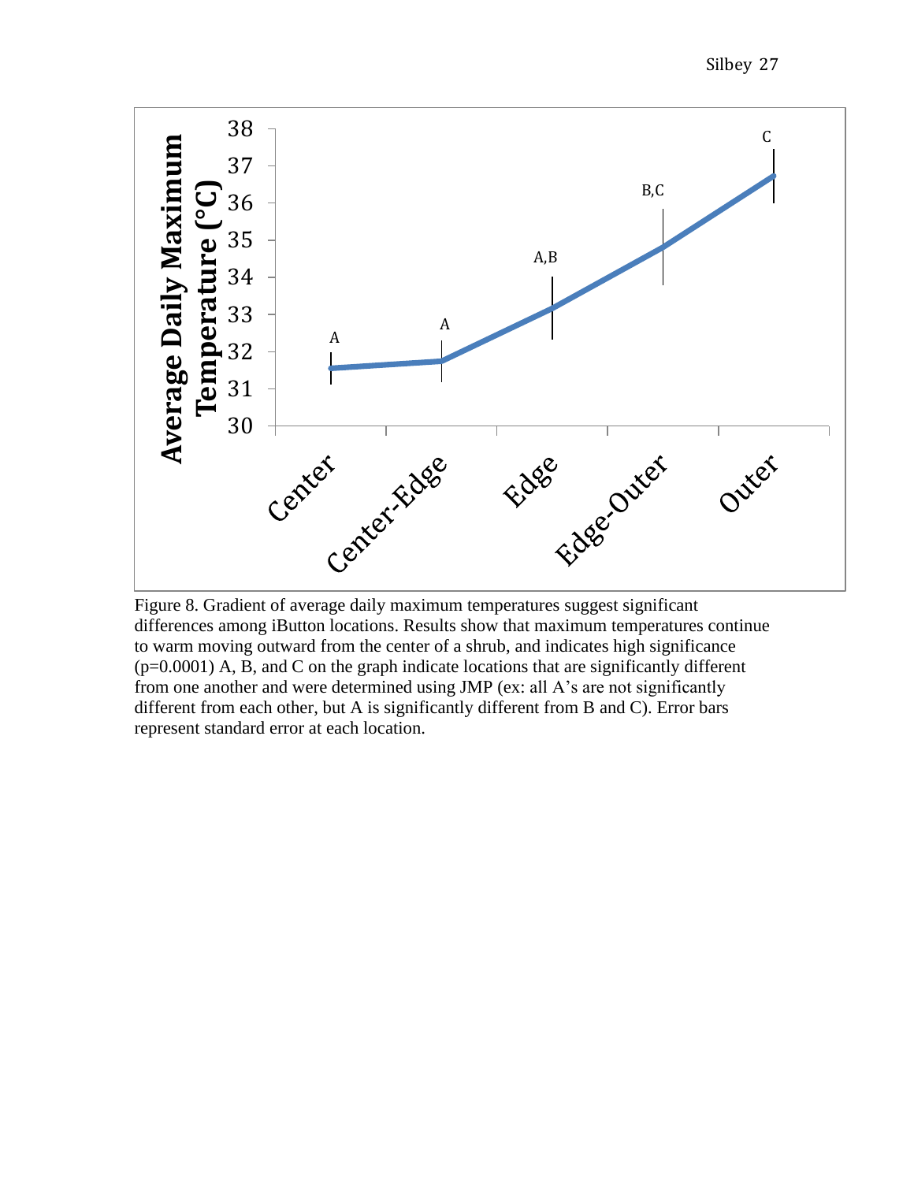Figure 8. Gradient of average daily maximum temperatures suggest significant differences among iButton locations. Results show that maximum temperatures continue to warm moving outward from the center of a shrub, and indicates high significance ($p=0.0001$) A, B, and C on the graph indicate locations that are significantly different from one another and were determined using JMP (ex: all A's are not significantly different from each other, but A is significantly different from B and C). Error bars represent standard error at each location.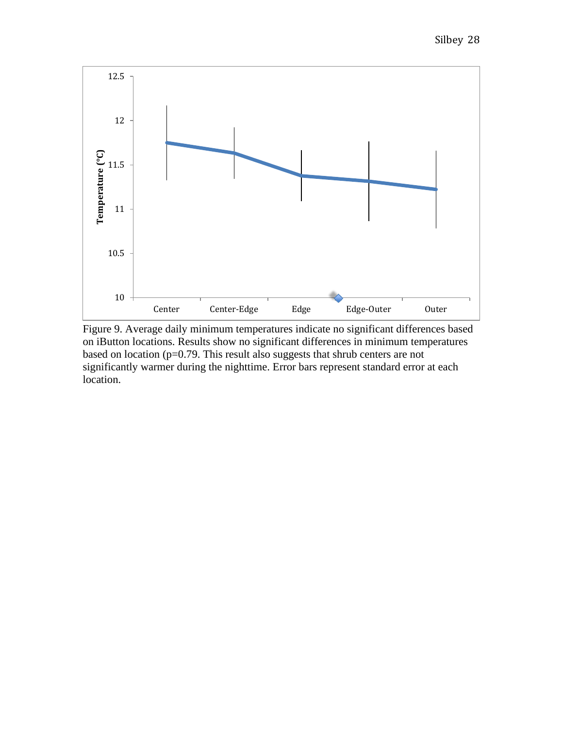Figure 9. Average daily minimum temperatures indicate no significant differences based on iButton locations. Results show no significant differences in minimum temperatures based on location (p=0.79. This result also suggests that shrub centers are not significantly warmer during the nighttime. Error bars represent standard error at each location.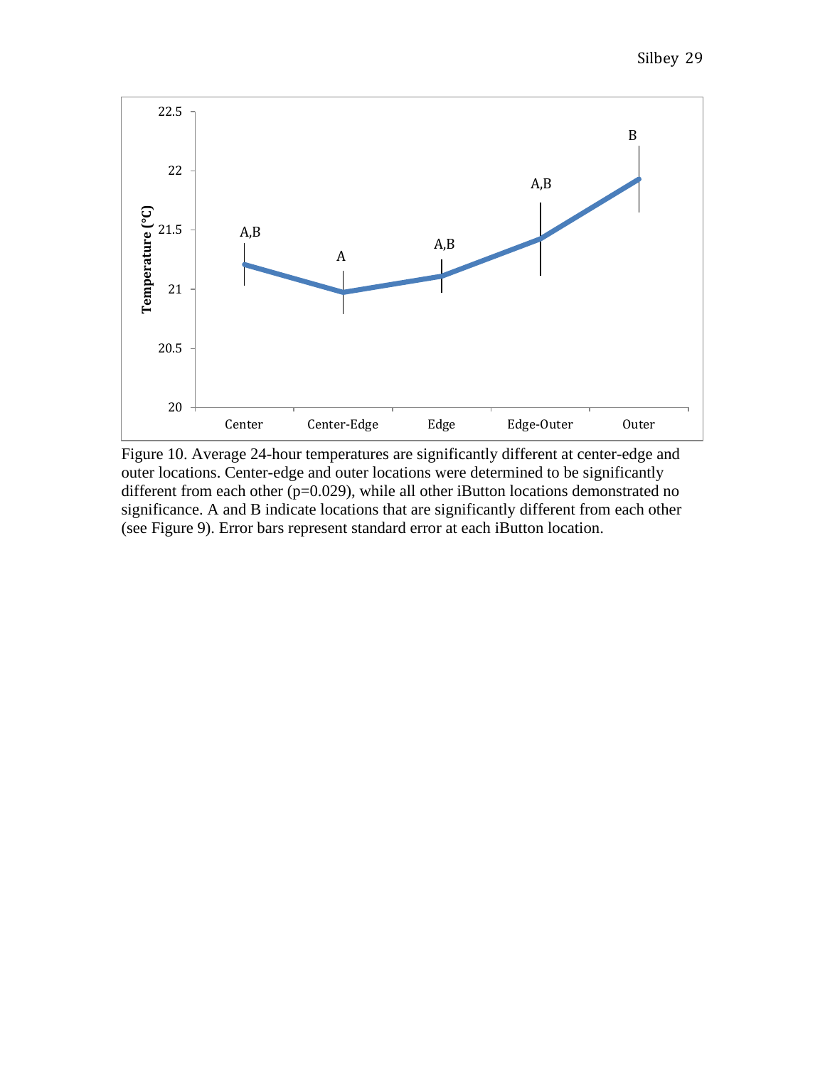Figure 10. Average 24-hour temperatures are significantly different at center-edge and outer locations. Center-edge and outer locations were determined to be significantly different from each other ($p=0.029$), while all other iButton locations demonstrated no significance. A and B indicate locations that are significantly different from each other (see Figure 9). Error bars represent standard error at each iButton location.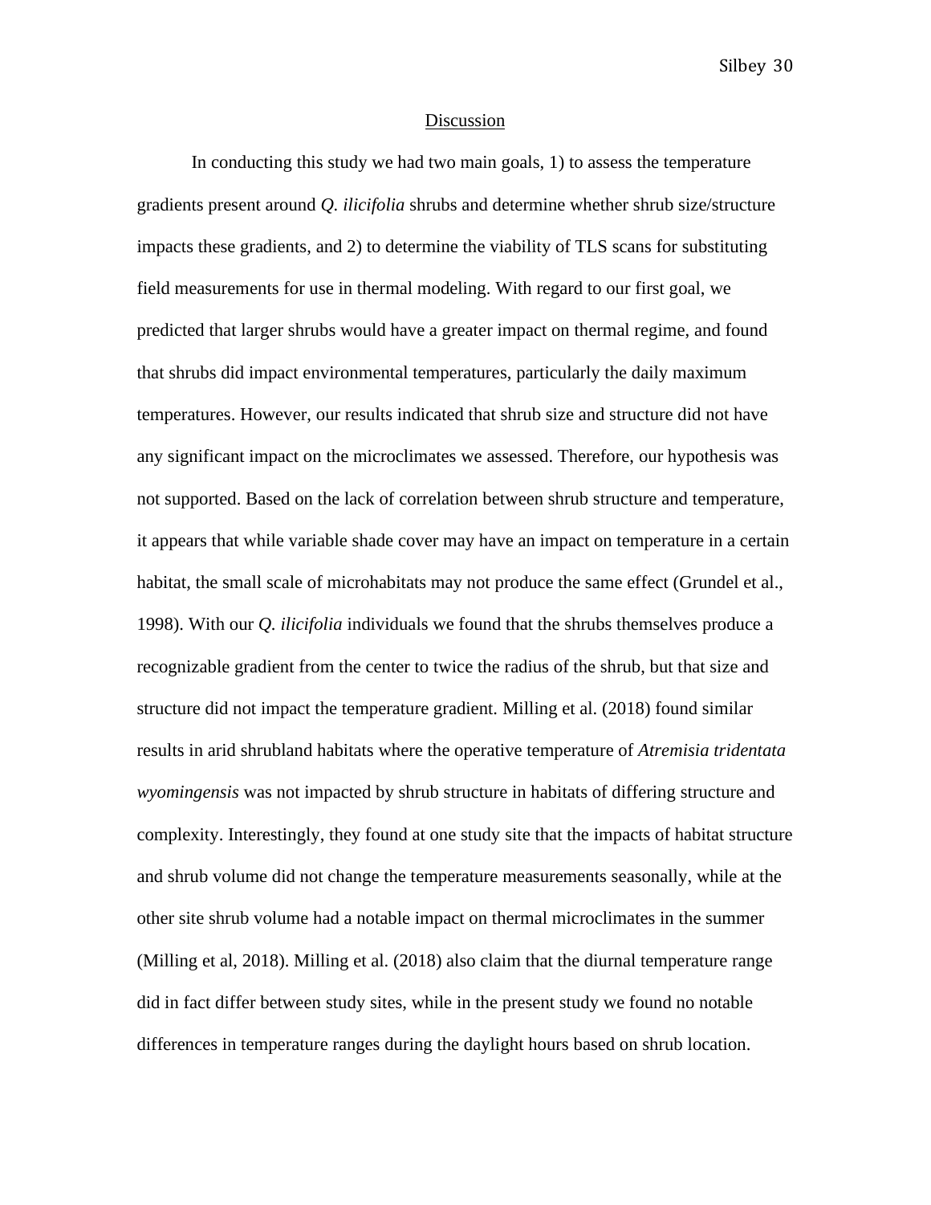## Discussion

In conducting this study we had two main goals, 1) to assess the temperature gradients present around *Q. ilicifolia* shrubs and determine whether shrub size/structure impacts these gradients, and 2) to determine the viability of TLS scans for substituting field measurements for use in thermal modeling. With regard to our first goal, we predicted that larger shrubs would have a greater impact on thermal regime, and found that shrubs did impact environmental temperatures, particularly the daily maximum temperatures. However, our results indicated that shrub size and structure did not have any significant impact on the microclimates we assessed. Therefore, our hypothesis was not supported. Based on the lack of correlation between shrub structure and temperature, it appears that while variable shade cover may have an impact on temperature in a certain habitat, the small scale of microhabitats may not produce the same effect (Grundel et al., 1998). With our *Q. ilicifolia* individuals we found that the shrubs themselves produce a recognizable gradient from the center to twice the radius of the shrub, but that size and structure did not impact the temperature gradient. Milling et al. (2018) found similar results in arid shrubland habitats where the operative temperature of *Atremisia tridentata wyomingensis* was not impacted by shrub structure in habitats of differing structure and complexity. Interestingly, they found at one study site that the impacts of habitat structure and shrub volume did not change the temperature measurements seasonally, while at the other site shrub volume had a notable impact on thermal microclimates in the summer (Milling et al, 2018). Milling et al. (2018) also claim that the diurnal temperature range did in fact differ between study sites, while in the present study we found no notable differences in temperature ranges during the daylight hours based on shrub location.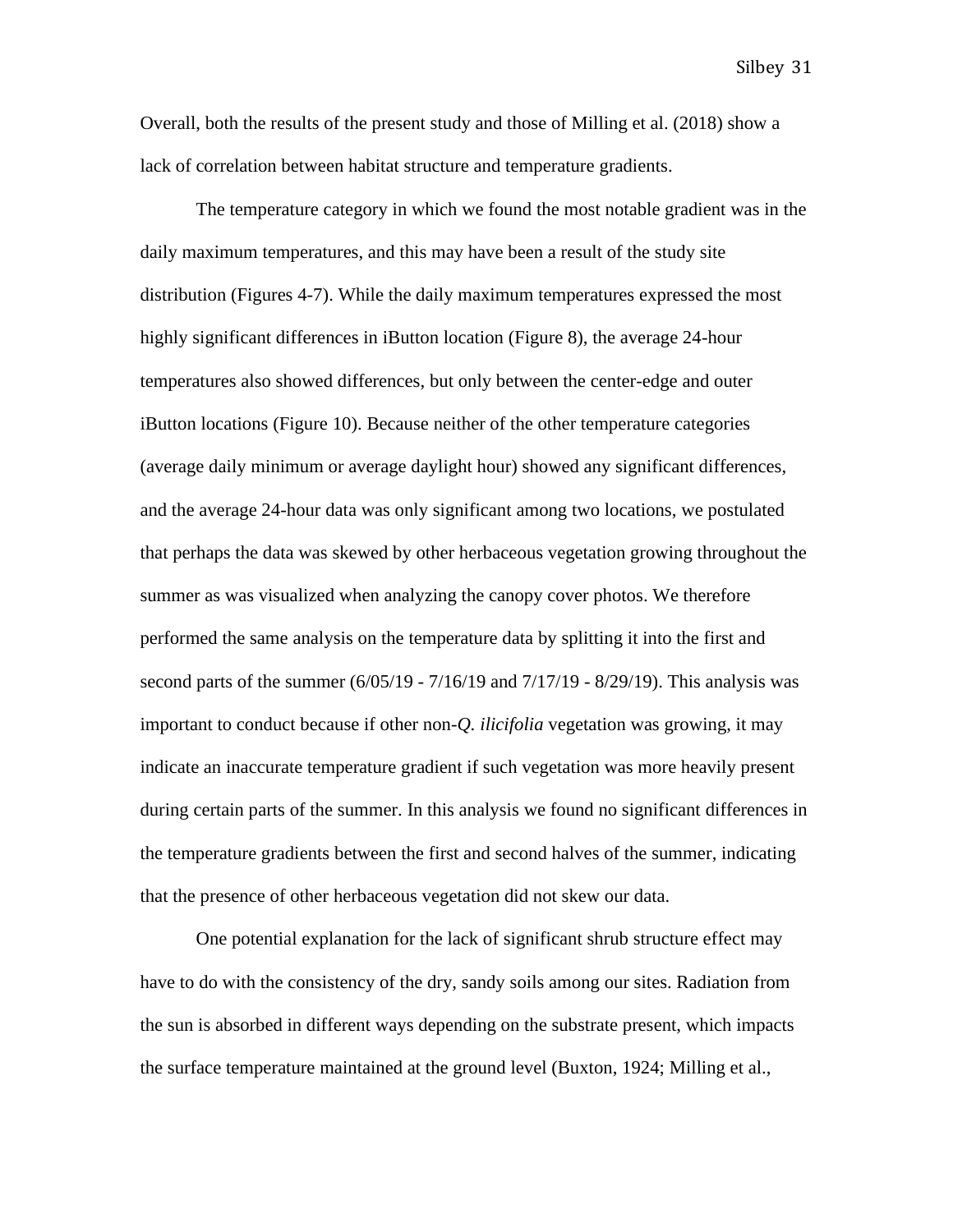Overall, both the results of the present study and those of Milling et al. (2018) show a lack of correlation between habitat structure and temperature gradients.

The temperature category in which we found the most notable gradient was in the daily maximum temperatures, and this may have been a result of the study site distribution (Figures 4-7). While the daily maximum temperatures expressed the most highly significant differences in iButton location (Figure 8), the average 24-hour temperatures also showed differences, but only between the center-edge and outer iButton locations (Figure 10). Because neither of the other temperature categories (average daily minimum or average daylight hour) showed any significant differences, and the average 24-hour data was only significant among two locations, we postulated that perhaps the data was skewed by other herbaceous vegetation growing throughout the summer as was visualized when analyzing the canopy cover photos. We therefore performed the same analysis on the temperature data by splitting it into the first and second parts of the summer (6/05/19 - 7/16/19 and 7/17/19 - 8/29/19). This analysis was important to conduct because if other non-*Q. ilicifolia* vegetation was growing, it may indicate an inaccurate temperature gradient if such vegetation was more heavily present during certain parts of the summer. In this analysis we found no significant differences in the temperature gradients between the first and second halves of the summer, indicating that the presence of other herbaceous vegetation did not skew our data.

One potential explanation for the lack of significant shrub structure effect may have to do with the consistency of the dry, sandy soils among our sites. Radiation from the sun is absorbed in different ways depending on the substrate present, which impacts the surface temperature maintained at the ground level (Buxton, 1924; Milling et al.,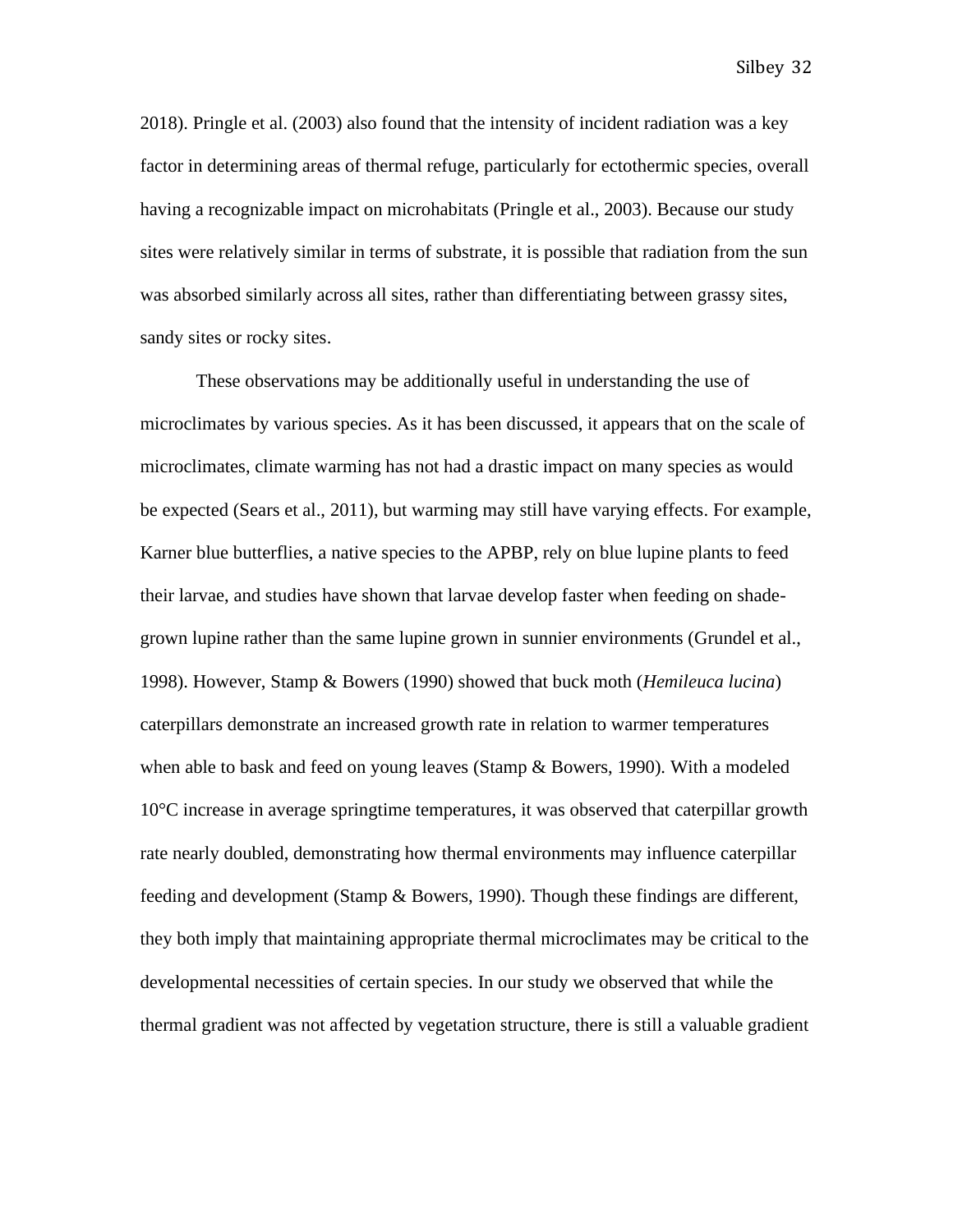2018). Pringle et al. (2003) also found that the intensity of incident radiation was a key factor in determining areas of thermal refuge, particularly for ectothermic species, overall having a recognizable impact on microhabitats (Pringle et al., 2003). Because our study sites were relatively similar in terms of substrate, it is possible that radiation from the sun was absorbed similarly across all sites, rather than differentiating between grassy sites, sandy sites or rocky sites.

These observations may be additionally useful in understanding the use of microclimates by various species. As it has been discussed, it appears that on the scale of microclimates, climate warming has not had a drastic impact on many species as would be expected (Sears et al., 2011), but warming may still have varying effects. For example, Karner blue butterflies, a native species to the APBP, rely on blue lupine plants to feed their larvae, and studies have shown that larvae develop faster when feeding on shade-grown lupine rather than the same lupine grown in sunnier environments (Grundel et al., 1998). However, Stamp & Bowers (1990) showed that buck moth (*Hemileuca lucina*) caterpillars demonstrate an increased growth rate in relation to warmer temperatures when able to bask and feed on young leaves (Stamp & Bowers, 1990). With a modeled 10°C increase in average springtime temperatures, it was observed that caterpillar growth rate nearly doubled, demonstrating how thermal environments may influence caterpillar feeding and development (Stamp & Bowers, 1990). Though these findings are different, they both imply that maintaining appropriate thermal microclimates may be critical to the developmental necessities of certain species. In our study we observed that while the thermal gradient was not affected by vegetation structure, there is still a valuable gradient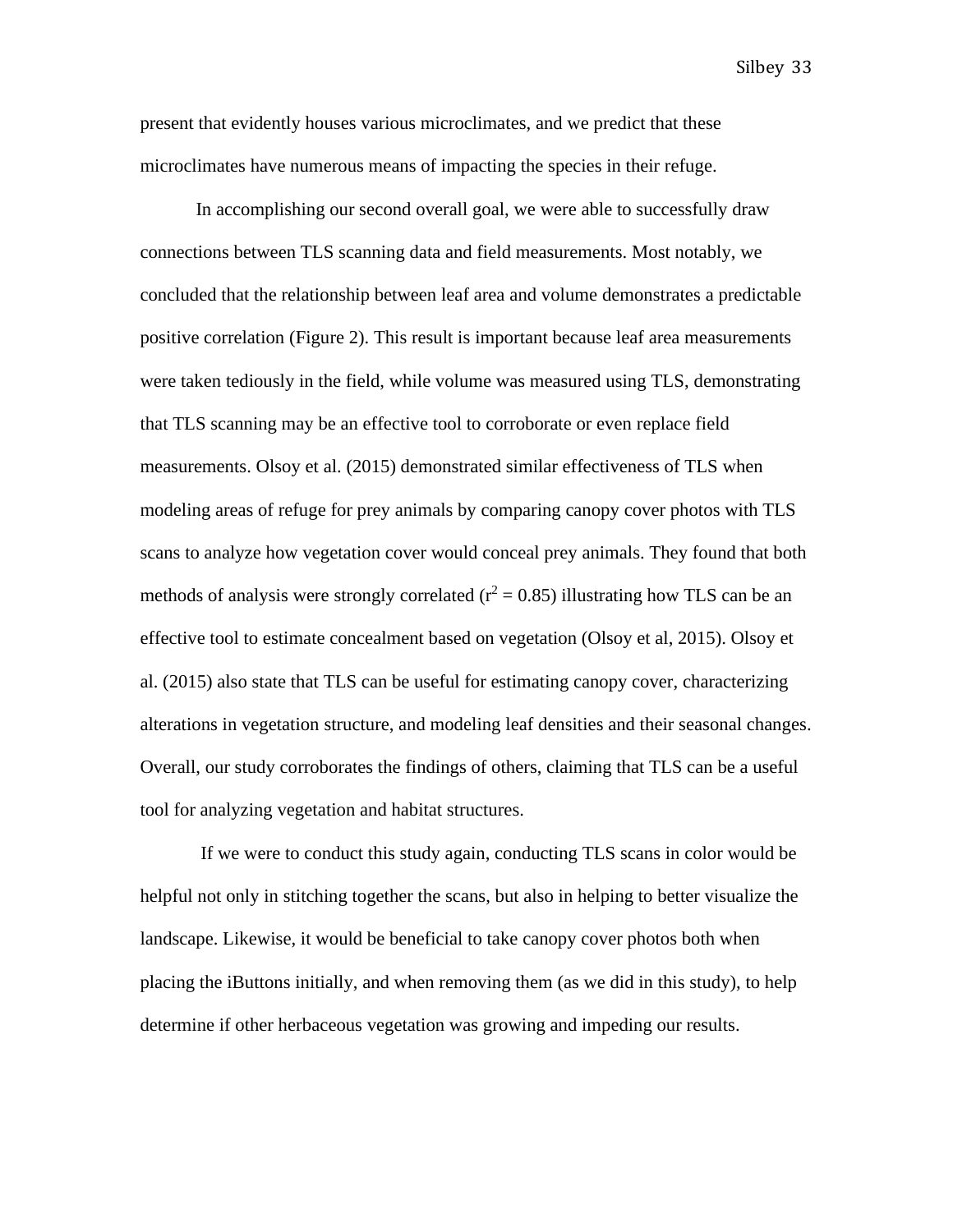present that evidently houses various microclimates, and we predict that these microclimates have numerous means of impacting the species in their refuge.

In accomplishing our second overall goal, we were able to successfully draw connections between TLS scanning data and field measurements. Most notably, we concluded that the relationship between leaf area and volume demonstrates a predictable positive correlation (Figure 2). This result is important because leaf area measurements were taken tediously in the field, while volume was measured using TLS, demonstrating that TLS scanning may be an effective tool to corroborate or even replace field measurements. Olsoy et al. (2015) demonstrated similar effectiveness of TLS when modeling areas of refuge for prey animals by comparing canopy cover photos with TLS scans to analyze how vegetation cover would conceal prey animals. They found that both methods of analysis were strongly correlated ($r^2 = 0.85$) illustrating how TLS can be an effective tool to estimate concealment based on vegetation (Olsoy et al, 2015). Olsoy et al. (2015) also state that TLS can be useful for estimating canopy cover, characterizing alterations in vegetation structure, and modeling leaf densities and their seasonal changes. Overall, our study corroborates the findings of others, claiming that TLS can be a useful tool for analyzing vegetation and habitat structures.

If we were to conduct this study again, conducting TLS scans in color would be helpful not only in stitching together the scans, but also in helping to better visualize the landscape. Likewise, it would be beneficial to take canopy cover photos both when placing the iButtons initially, and when removing them (as we did in this study), to help determine if other herbaceous vegetation was growing and impeding our results.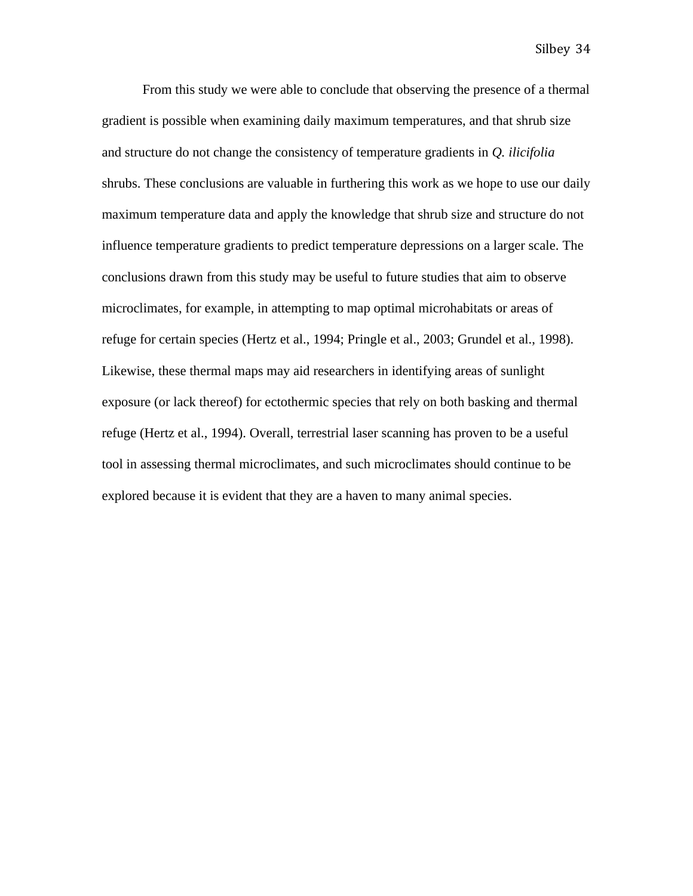From this study we were able to conclude that observing the presence of a thermal gradient is possible when examining daily maximum temperatures, and that shrub size and structure do not change the consistency of temperature gradients in *Q. ilicifolia* shrubs. These conclusions are valuable in furthering this work as we hope to use our daily maximum temperature data and apply the knowledge that shrub size and structure do not influence temperature gradients to predict temperature depressions on a larger scale. The conclusions drawn from this study may be useful to future studies that aim to observe microclimates, for example, in attempting to map optimal microhabitats or areas of refuge for certain species (Hertz et al., 1994; Pringle et al., 2003; Grundel et al., 1998). Likewise, these thermal maps may aid researchers in identifying areas of sunlight exposure (or lack thereof) for ectothermic species that rely on both basking and thermal refuge (Hertz et al., 1994). Overall, terrestrial laser scanning has proven to be a useful tool in assessing thermal microclimates, and such microclimates should continue to be explored because it is evident that they are a haven to many animal species.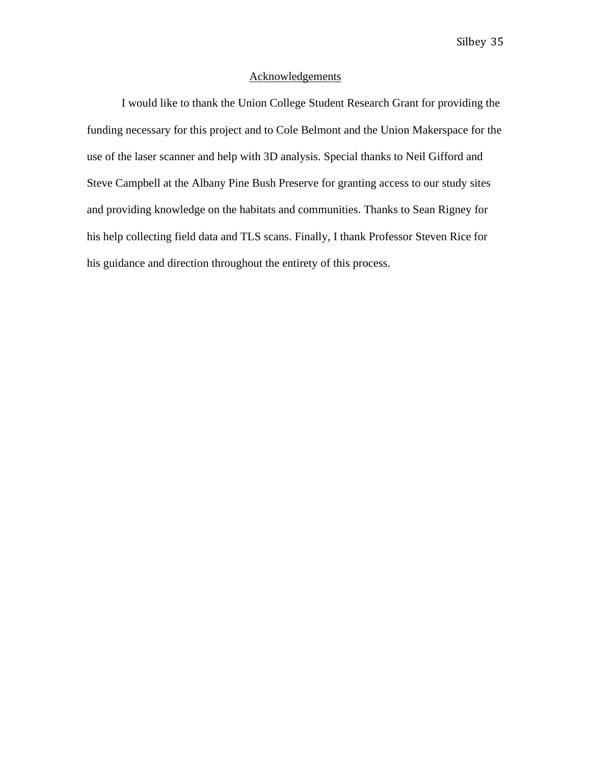## Acknowledgements

I would like to thank the Union College Student Research Grant for providing the funding necessary for this project and to Cole Belmont and the Union Makerspace for the use of the laser scanner and help with 3D analysis. Special thanks to Neil Gifford and Steve Campbell at the Albany Pine Bush Preserve for granting access to our study sites and providing knowledge on the habitats and communities. Thanks to Sean Rigney for his help collecting field data and TLS scans. Finally, I thank Professor Steven Rice for his guidance and direction throughout the entirety of this process.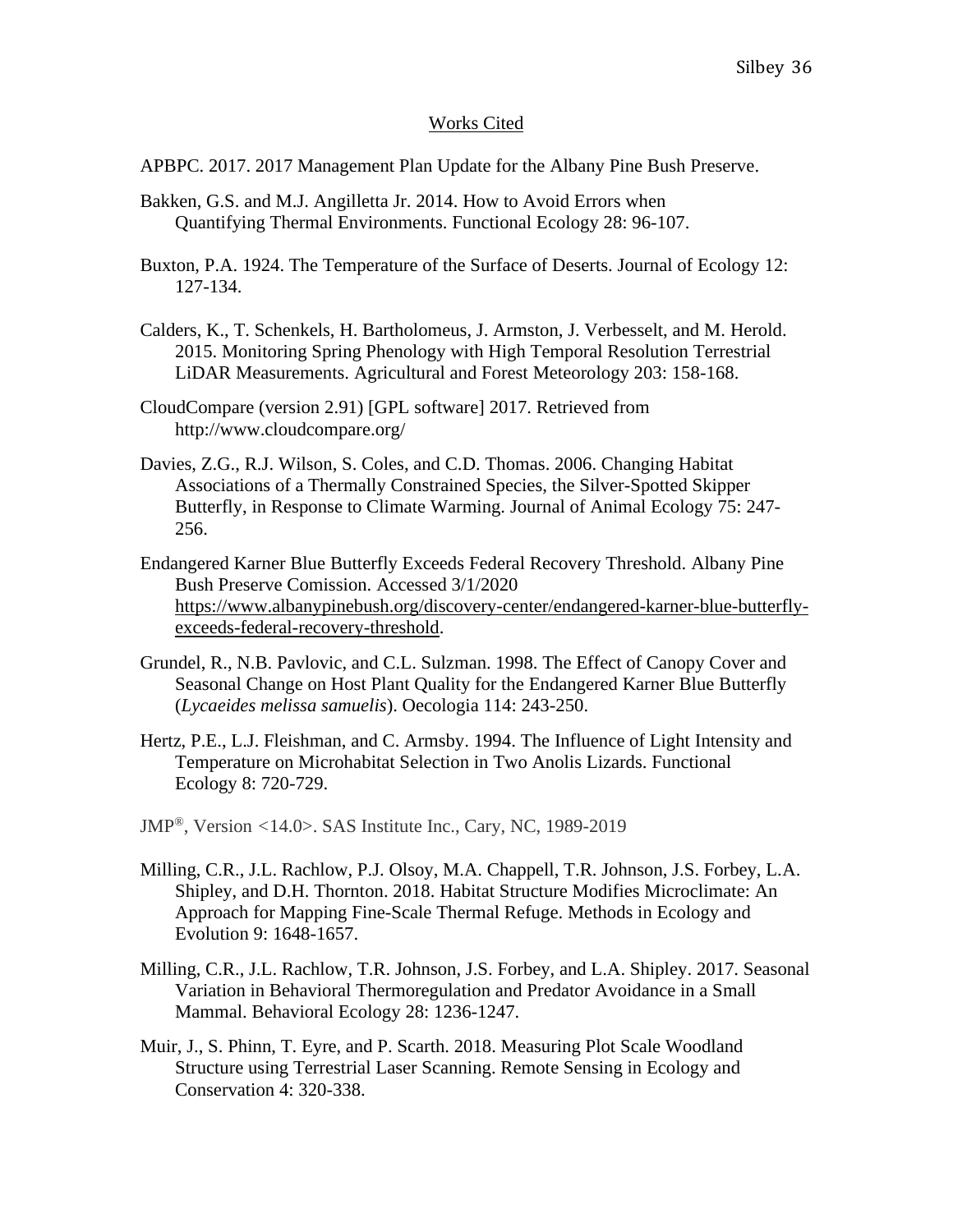## Works Cited

APBPC. 2017. 2017 Management Plan Update for the Albany Pine Bush Preserve.

Bakken, G.S. and M.J. Angilletta Jr. 2014. How to Avoid Errors when Quantifying Thermal Environments. Functional Ecology 28: 96-107.

Buxton, P.A. 1924. The Temperature of the Surface of Deserts. Journal of Ecology 12: 127-134.

Calders, K., T. Schenkels, H. Bartholomeus, J. Armston, J. Verbesselt, and M. Herold. 2015. Monitoring Spring Phenology with High Temporal Resolution Terrestrial LiDAR Measurements. Agricultural and Forest Meteorology 203: 158-168.

CloudCompare (version 2.91) [GPL software] 2017. Retrieved from http://www.cloudcompare.org/

Davies, Z.G., R.J. Wilson, S. Coles, and C.D. Thomas. 2006. Changing Habitat Associations of a Thermally Constrained Species, the Silver-Spotted Skipper Butterfly, in Response to Climate Warming. Journal of Animal Ecology 75: 247-256.

Endangered Karner Blue Butterfly Exceeds Federal Recovery Threshold. Albany Pine Bush Preserve Comission. Accessed 3/1/2020 https://www.albanypinebush.org/discovery-center/endangered-karner-blue-butterfly-exceeds-federal-recovery-threshold.

Grundel, R., N.B. Pavlovic, and C.L. Sulzman. 1998. The Effect of Canopy Cover and Seasonal Change on Host Plant Quality for the Endangered Karner Blue Butterfly (*Lycaeides melissa samuelis*). Oecologia 114: 243-250.

Hertz, P.E., L.J. Fleishman, and C. Armsby. 1994. The Influence of Light Intensity and Temperature on Microhabitat Selection in Two Anolis Lizards. Functional Ecology 8: 720-729.

JMP®, Version <14.0>. SAS Institute Inc., Cary, NC, 1989-2019

Milling, C.R., J.L. Rachlow, P.J. Olsoy, M.A. Chappell, T.R. Johnson, J.S. Forbey, L.A. Shipley, and D.H. Thornton. 2018. Habitat Structure Modifies Microclimate: An Approach for Mapping Fine-Scale Thermal Refuge. Methods in Ecology and Evolution 9: 1648-1657.

Milling, C.R., J.L. Rachlow, T.R. Johnson, J.S. Forbey, and L.A. Shipley. 2017. Seasonal Variation in Behavioral Thermoregulation and Predator Avoidance in a Small Mammal. Behavioral Ecology 28: 1236-1247.

Muir, J., S. Phinn, T. Eyre, and P. Scarth. 2018. Measuring Plot Scale Woodland Structure using Terrestrial Laser Scanning. Remote Sensing in Ecology and Conservation 4: 320-338.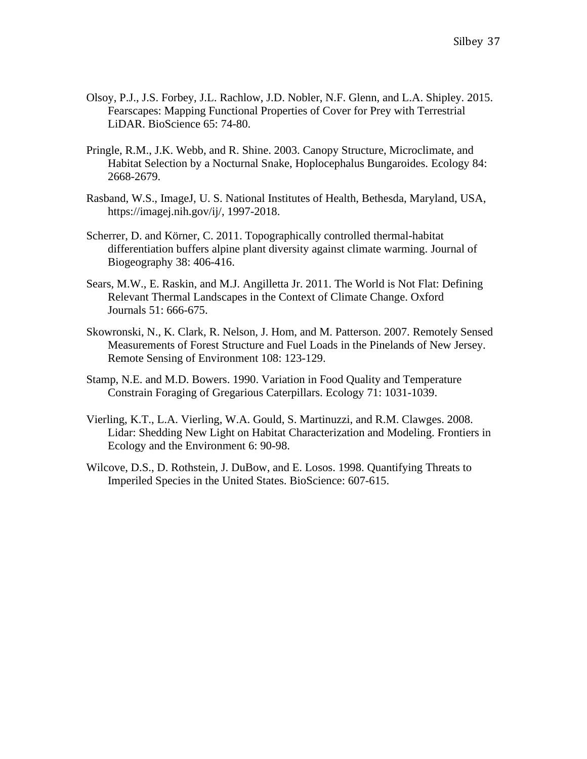Olsoy, P.J., J.S. Forbey, J.L. Rachlow, J.D. Nobler, N.F. Glenn, and L.A. Shipley. 2015. Fearscapes: Mapping Functional Properties of Cover for Prey with Terrestrial LiDAR. BioScience 65: 74-80.

Pringle, R.M., J.K. Webb, and R. Shine. 2003. Canopy Structure, Microclimate, and Habitat Selection by a Nocturnal Snake, Hoplocephalus Bungaroides. Ecology 84: 2668-2679.

Rasband, W.S., ImageJ, U. S. National Institutes of Health, Bethesda, Maryland, USA, https://imagej.nih.gov/ij/, 1997-2018.

Scherrer, D. and Körner, C. 2011. Topographically controlled thermal-habitat differentiation buffers alpine plant diversity against climate warming. Journal of Biogeography 38: 406-416.

Sears, M.W., E. Raskin, and M.J. Angilletta Jr. 2011. The World is Not Flat: Defining Relevant Thermal Landscapes in the Context of Climate Change. Oxford Journals 51: 666-675.

Skowronski, N., K. Clark, R. Nelson, J. Hom, and M. Patterson. 2007. Remotely Sensed Measurements of Forest Structure and Fuel Loads in the Pinelands of New Jersey. Remote Sensing of Environment 108: 123-129.

Stamp, N.E. and M.D. Bowers. 1990. Variation in Food Quality and Temperature Constrain Foraging of Gregarious Caterpillars. Ecology 71: 1031-1039.

Vierling, K.T., L.A. Vierling, W.A. Gould, S. Martinuzzi, and R.M. Clawges. 2008. Lidar: Shedding New Light on Habitat Characterization and Modeling. Frontiers in Ecology and the Environment 6: 90-98.

Wilcove, D.S., D. Rothstein, J. DuBow, and E. Losos. 1998. Quantifying Threats to Imperiled Species in the United States. BioScience: 607-615.